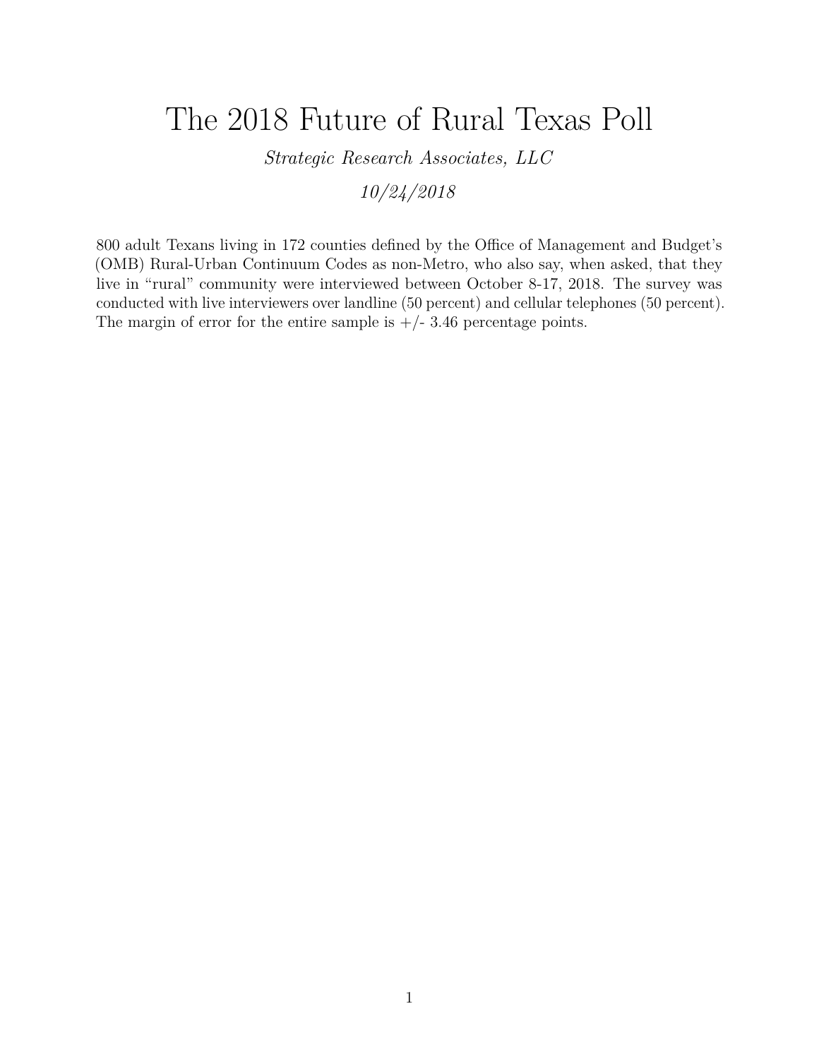# The 2018 Future of Rural Texas Poll

*Strategic Research Associates, LLC*

*10/24/2018*

800 adult Texans living in 172 counties defined by the Office of Management and Budget's (OMB) Rural-Urban Continuum Codes as non-Metro, who also say, when asked, that they live in "rural" community were interviewed between October 8-17, 2018. The survey was conducted with live interviewers over landline (50 percent) and cellular telephones (50 percent). The margin of error for the entire sample is +/- 3.46 percentage points.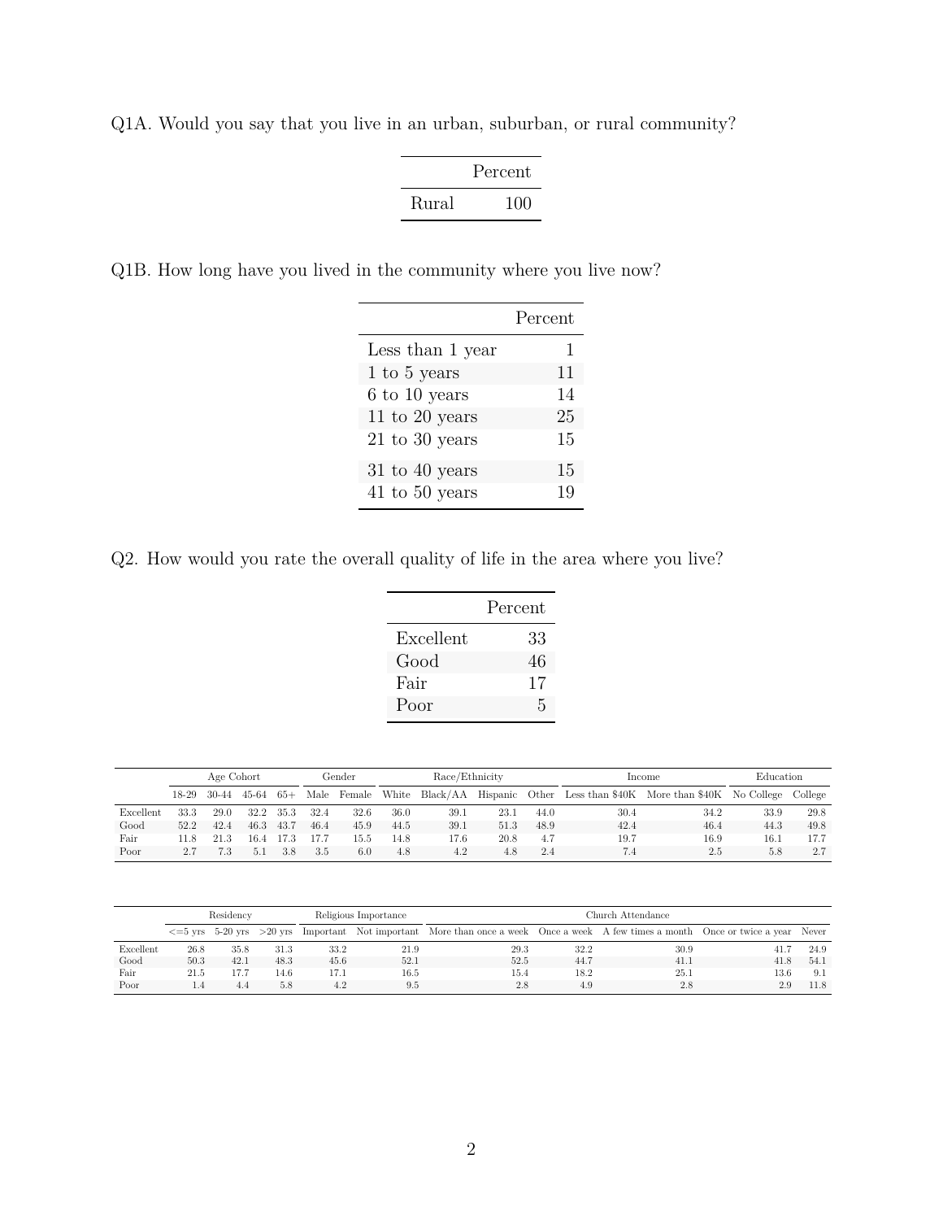Q1A. Would you say that you live in an urban, suburban, or rural community?

| | Percent |
|---|---|
| Rural | 100 |

Q1B. How long have you lived in the community where you live now?

| | Percent |
|---|---|
| Less than 1 year | 1 |
| 1 to 5 years | 11 |
| 6 to 10 years | 14 |
| 11 to 20 years | 25 |
| 21 to 30 years | 15 |
| 31 to 40 years | 15 |
| 41 to 50 years | 19 |

Q2. How would you rate the overall quality of life in the area where you live?

| | Percent |
|---|---|
| Excellent | 33 |
| Good | 46 |
| Fair | 17 |
| Poor | 5 |

| | Age Cohort | | | | Gender | | Race/Ethnicity | | | | Income | | Education | |
|---|---|---|---|---|---|---|---|---|---|---|---|---|---|---|
| | 18-29 | 30-44 | 45-64 | 65+ | Male | Female | White | Black/AA | Hispanic | Other | Less than $40K | More than $40K | No College | College |
| Excellent | 33.3 | 29.0 | 32.2 | 35.3 | 32.4 | 32.6 | 36.0 | 39.1 | 23.1 | 44.0 | 30.4 | 34.2 | 33.9 | 29.8 |
| Good | 52.2 | 42.4 | 46.3 | 43.7 | 46.4 | 45.9 | 44.5 | 39.1 | 51.3 | 48.9 | 42.4 | 46.4 | 44.3 | 49.8 |
| Fair | 11.8 | 21.3 | 16.4 | 17.3 | 17.7 | 15.5 | 14.8 | 17.6 | 20.8 | 4.7 | 19.7 | 16.9 | 16.1 | 17.7 |
| Poor | 2.7 | 7.3 | 5.1 | 3.8 | 3.5 | 6.0 | 4.8 | 4.2 | 4.8 | 2.4 | 7.4 | 2.5 | 5.8 | 2.7 |

| | Residency | | | Religious Importance | | Church Attendance | | | | |
|---|---|---|---|---|---|---|---|---|---|---|
| | <=5 yrs | 5-20 yrs | >20 yrs | Important | Not important | More than once a week | Once a week | A few times a month | Once or twice a year | Never |
| Excellent | 26.8 | 35.8 | 31.3 | 33.2 | 21.9 | 29.3 | 32.2 | 30.9 | 41.7 | 24.9 |
| Good | 50.3 | 42.1 | 48.3 | 45.6 | 52.1 | 52.5 | 44.7 | 41.1 | 41.8 | 54.1 |
| Fair | 21.5 | 17.7 | 14.6 | 17.1 | 16.5 | 15.4 | 18.2 | 25.1 | 13.6 | 9.1 |
| Poor | 1.4 | 4.4 | 5.8 | 4.2 | 9.5 | 2.8 | 4.9 | 2.8 | 2.9 | 11.8 |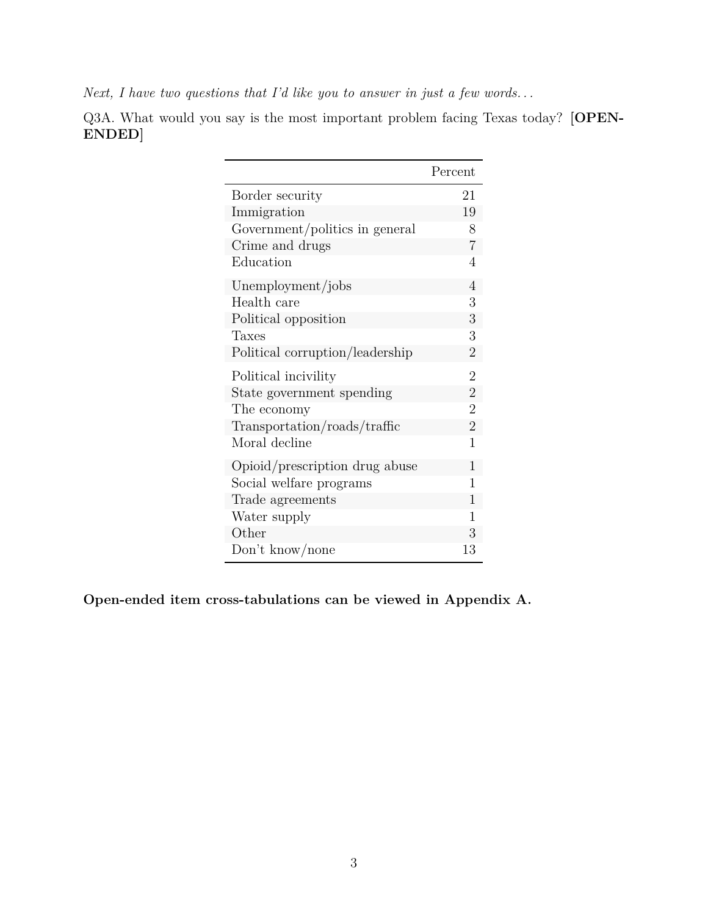*Next, I have two questions that I'd like you to answer in just a few words...*

Q3A. What would you say is the most important problem facing Texas today? **[OPEN-ENDED]**

| | Percent |
|---|---|
| Border security | 21 |
| Immigration | 19 |
| Government/politics in general | 8 |
| Crime and drugs | 7 |
| Education | 4 |
| Unemployment/jobs | 4 |
| Health care | 3 |
| Political opposition | 3 |
| Taxes | 3 |
| Political corruption/leadership | 2 |
| Political incivility | 2 |
| State government spending | 2 |
| The economy | 2 |
| Transportation/roads/traffic | 2 |
| Moral decline | 1 |
| Opioid/prescription drug abuse | 1 |
| Social welfare programs | 1 |
| Trade agreements | 1 |
| Water supply | 1 |
| Other | 3 |
| Don't know/none | 13 |

**Open-ended item cross-tabulations can be viewed in Appendix A.**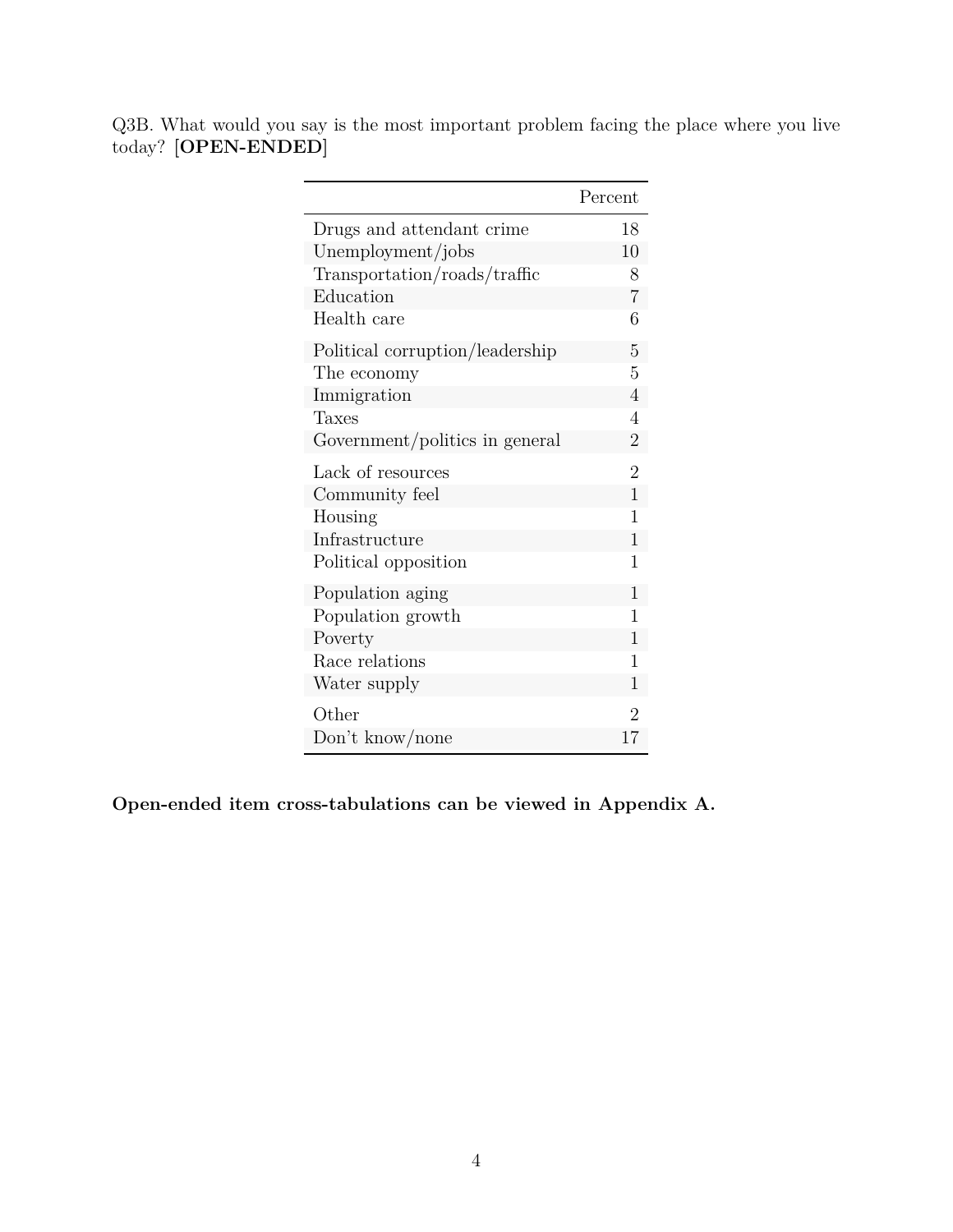Q3B. What would you say is the most important problem facing the place where you live today? [**OPEN-ENDED**]

| | Percent |
|---|---|
| Drugs and attendant crime | 18 |
| Unemployment/jobs | 10 |
| Transportation/roads/traffic | 8 |
| Education | 7 |
| Health care | 6 |
| Political corruption/leadership | 5 |
| The economy | 5 |
| Immigration | 4 |
| Taxes | 4 |
| Government/politics in general | 2 |
| Lack of resources | 2 |
| Community feel | 1 |
| Housing | 1 |
| Infrastructure | 1 |
| Political opposition | 1 |
| Population aging | 1 |
| Population growth | 1 |
| Poverty | 1 |
| Race relations | 1 |
| Water supply | 1 |
| Other | 2 |
| Don't know/none | 17 |

**Open-ended item cross-tabulations can be viewed in Appendix A.**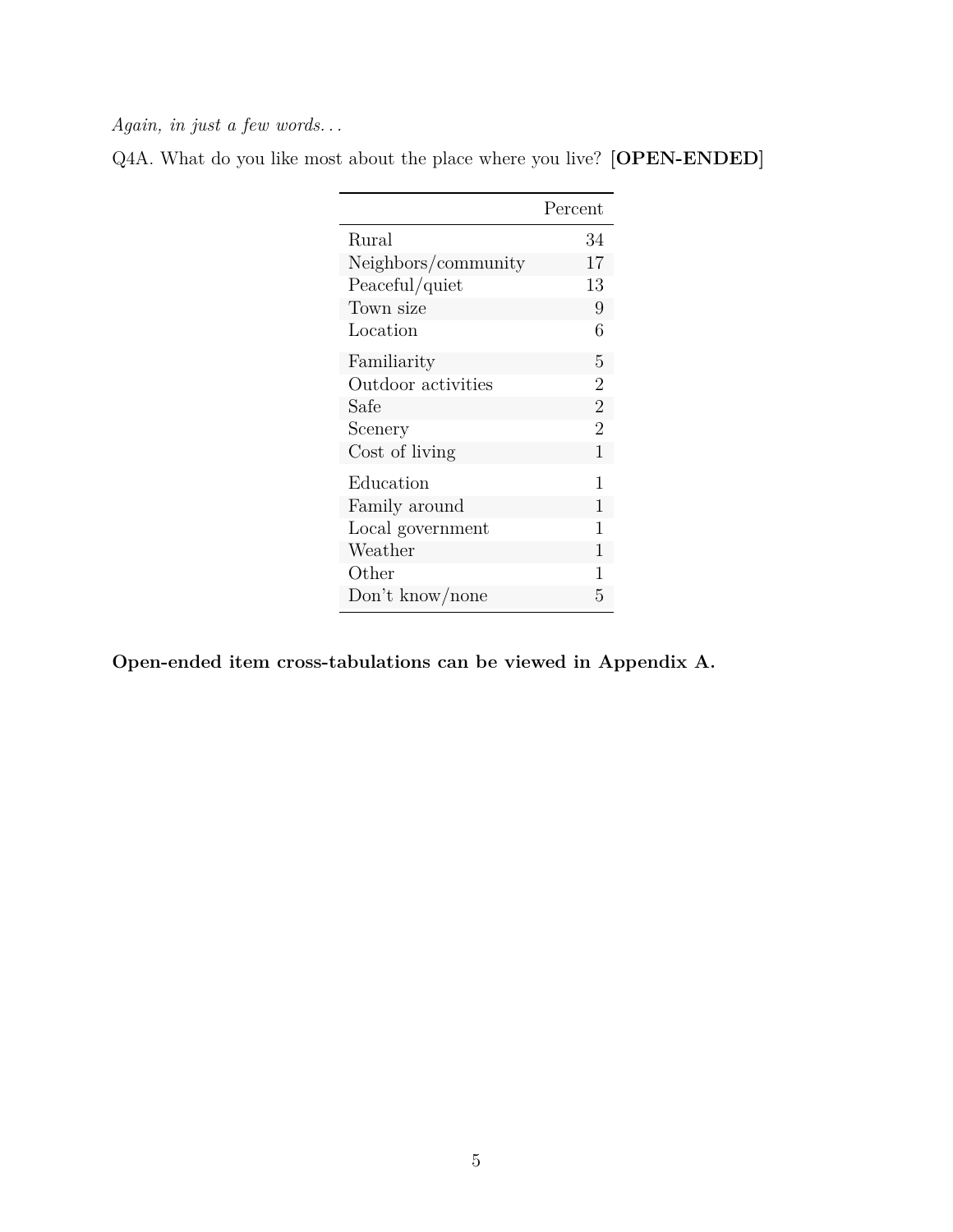*Again, in just a few words. . .*

Q4A. What do you like most about the place where you live? [**OPEN-ENDED**]

| | Percent |
|---|---|
| Rural | 34 |
| Neighbors/community | 17 |
| Peaceful/quiet | 13 |
| Town size | 9 |
| Location | 6 |
| Familiarity | 5 |
| Outdoor activities | 2 |
| Safe | 2 |
| Scenery | 2 |
| Cost of living | 1 |
| Education | 1 |
| Family around | 1 |
| Local government | 1 |
| Weather | 1 |
| Other | 1 |
| Don't know/none | 5 |

**Open-ended item cross-tabulations can be viewed in Appendix A.**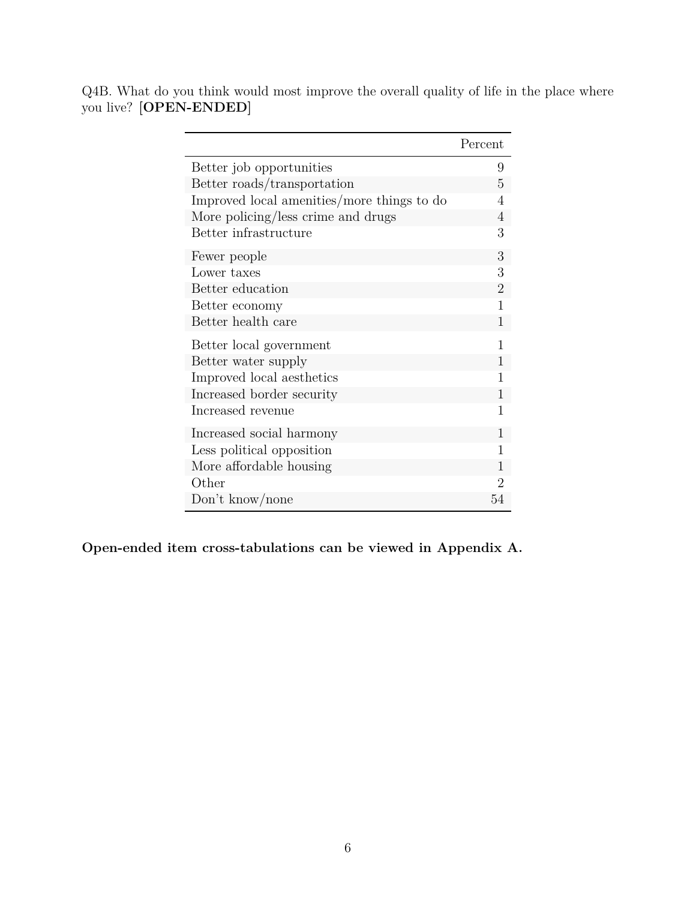Q4B. What do you think would most improve the overall quality of life in the place where you live? [**OPEN-ENDED**]

| | Percent |
|---|---|
| Better job opportunities | 9 |
| Better roads/transportation | 5 |
| Improved local amenities/more things to do | 4 |
| More policing/less crime and drugs | 4 |
| Better infrastructure | 3 |
| Fewer people | 3 |
| Lower taxes | 3 |
| Better education | 2 |
| Better economy | 1 |
| Better health care | 1 |
| Better local government | 1 |
| Better water supply | 1 |
| Improved local aesthetics | 1 |
| Increased border security | 1 |
| Increased revenue | 1 |
| Increased social harmony | 1 |
| Less political opposition | 1 |
| More affordable housing | 1 |
| Other | 2 |
| Don't know/none | 54 |

**Open-ended item cross-tabulations can be viewed in Appendix A.**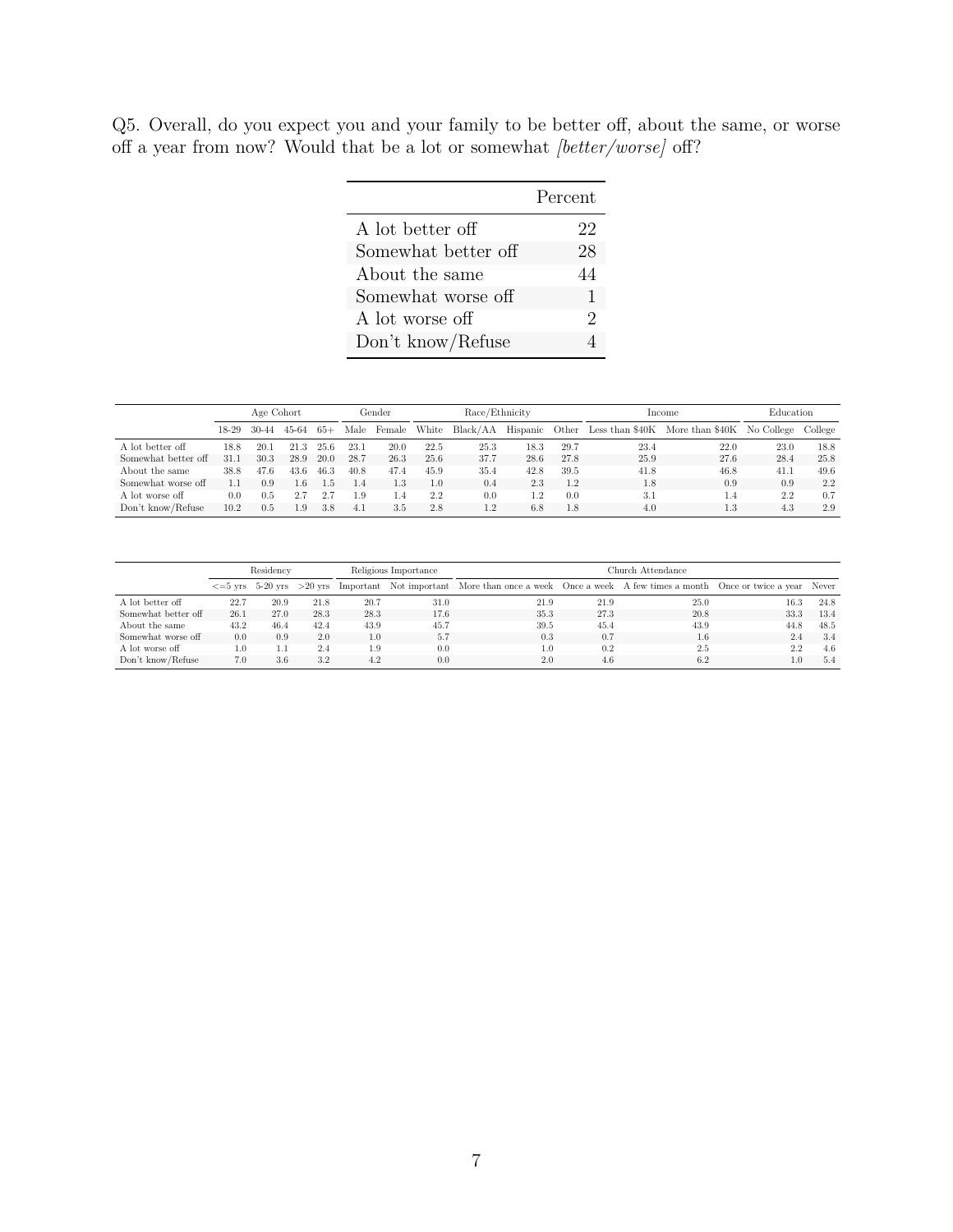Q5. Overall, do you expect you and your family to be better off, about the same, or worse off a year from now? Would that be a lot or somewhat *[better/worse]* off?

| | Percent |
|---|---|
| A lot better off | 22 |
| Somewhat better off | 28 |
| About the same | 44 |
| Somewhat worse off | 1 |
| A lot worse off | 2 |
| Don't know/Refuse | 4 |

| | Age Cohort | | | | Gender | | Race/Ethnicity | | | | Income | | Education | |
|---|---|---|---|---|---|---|---|---|---|---|---|---|---|---|
| | 18-29 | 30-44 | 45-64 | 65+ | Male | Female | White | Black/AA | Hispanic | Other | Less than $40K | More than $40K | No College | College |
| A lot better off | 18.8 | 20.1 | 21.3 | 25.6 | 23.1 | 20.0 | 22.5 | 25.3 | 18.3 | 29.7 | 23.4 | 22.0 | 23.0 | 18.8 |
| Somewhat better off | 31.1 | 30.3 | 28.9 | 20.0 | 28.7 | 26.3 | 25.6 | 37.7 | 28.6 | 27.8 | 25.9 | 27.6 | 28.4 | 25.8 |
| About the same | 38.8 | 47.6 | 43.6 | 46.3 | 40.8 | 47.4 | 45.9 | 35.4 | 42.8 | 39.5 | 41.8 | 46.8 | 41.1 | 49.6 |
| Somewhat worse off | 1.1 | 0.9 | 1.6 | 1.5 | 1.4 | 1.3 | 1.0 | 0.4 | 2.3 | 1.2 | 1.8 | 0.9 | 0.9 | 2.2 |
| A lot worse off | 0.0 | 0.5 | 2.7 | 2.7 | 1.9 | 1.4 | 2.2 | 0.0 | 1.2 | 0.0 | 3.1 | 1.4 | 2.2 | 0.7 |
| Don't know/Refuse | 10.2 | 0.5 | 1.9 | 3.8 | 4.1 | 3.5 | 2.8 | 1.2 | 6.8 | 1.8 | 4.0 | 1.3 | 4.3 | 2.9 |

| | Residency | | | Religious Importance | | Church Attendance | | | | |
|---|---|---|---|---|---|---|---|---|---|---|
| | <=5 yrs | 5-20 yrs | >20 yrs | Important | Not important | More than once a week | Once a week | A few times a month | Once or twice a year | Never |
| A lot better off | 22.7 | 20.9 | 21.8 | 20.7 | 31.0 | 21.9 | 21.9 | 25.0 | 16.3 | 24.8 |
| Somewhat better off | 26.1 | 27.0 | 28.3 | 28.3 | 17.6 | 35.3 | 27.3 | 20.8 | 33.3 | 13.4 |
| About the same | 43.2 | 46.4 | 42.4 | 43.9 | 45.7 | 39.5 | 45.4 | 43.9 | 44.8 | 48.5 |
| Somewhat worse off | 0.0 | 0.9 | 2.0 | 1.0 | 5.7 | 0.3 | 0.7 | 1.6 | 2.4 | 3.4 |
| A lot worse off | 1.0 | 1.1 | 2.4 | 1.9 | 0.0 | 1.0 | 0.2 | 2.5 | 2.2 | 4.6 |
| Don't know/Refuse | 7.0 | 3.6 | 3.2 | 4.2 | 0.0 | 2.0 | 4.6 | 6.2 | 1.0 | 5.4 |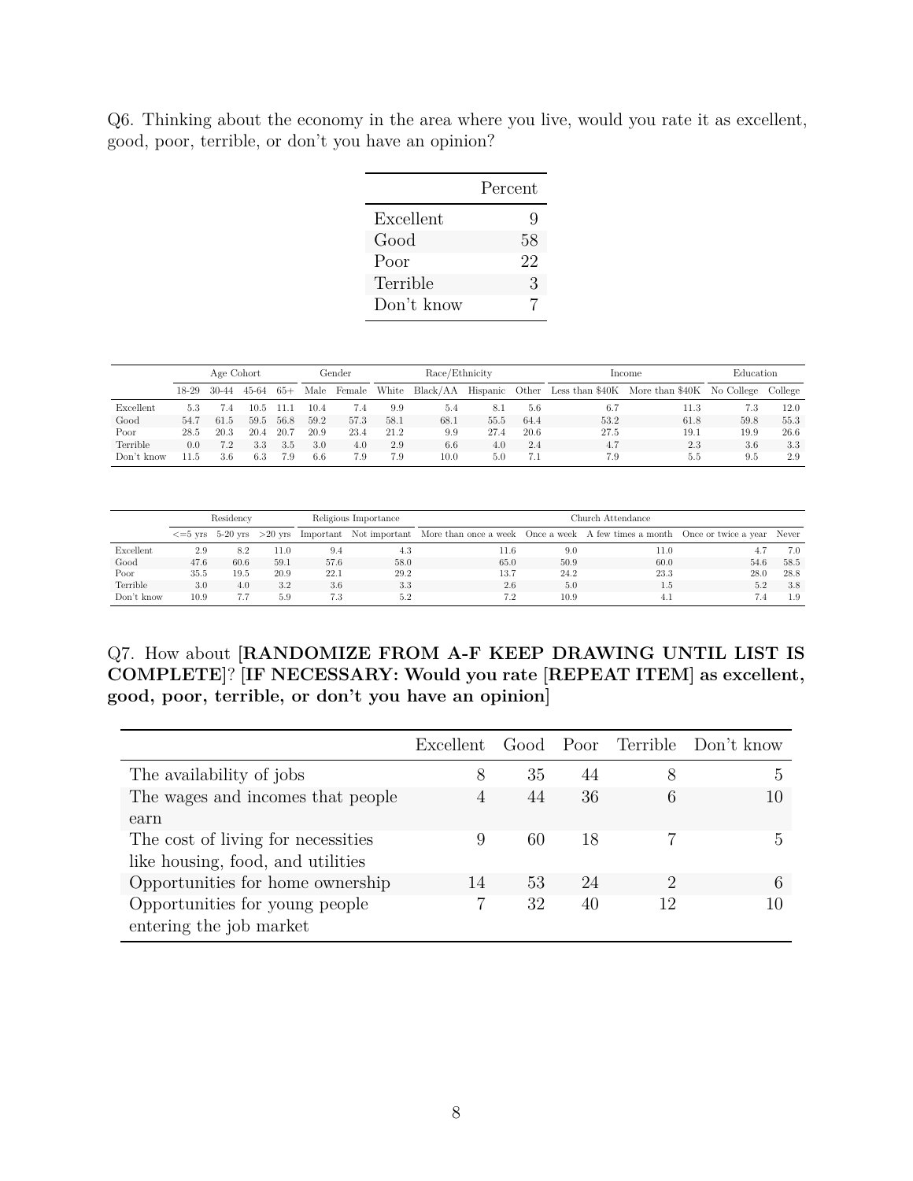Q6. Thinking about the economy in the area where you live, would you rate it as excellent, good, poor, terrible, or don't you have an opinion?

| | Percent |
|---|---|
| Excellent | 9 |
| Good | 58 |
| Poor | 22 |
| Terrible | 3 |
| Don't know | 7 |

| | Age Cohort | | | | Gender | | Race/Ethnicity | | | | Income | | Education | |
|---|---|---|---|---|---|---|---|---|---|---|---|---|---|---|
| | 18-29 | 30-44 | 45-64 | 65+ | Male | Female | White | Black/AA | Hispanic | Other | Less than $40K | More than $40K | No College | College |
| Excellent | 5.3 | 7.4 | 10.5 | 11.1 | 10.4 | 7.4 | 9.9 | 5.4 | 8.1 | 5.6 | 6.7 | 11.3 | 7.3 | 12.0 |
| Good | 54.7 | 61.5 | 59.5 | 56.8 | 59.2 | 57.3 | 58.1 | 68.1 | 55.5 | 64.4 | 53.2 | 61.8 | 59.8 | 55.3 |
| Poor | 28.5 | 20.3 | 20.4 | 20.7 | 20.9 | 23.4 | 21.2 | 9.9 | 27.4 | 20.6 | 27.5 | 19.1 | 19.9 | 26.6 |
| Terrible | 0.0 | 7.2 | 3.3 | 3.5 | 3.0 | 4.0 | 2.9 | 6.6 | 4.0 | 2.4 | 4.7 | 2.3 | 3.6 | 3.3 |
| Don't know | 11.5 | 3.6 | 6.3 | 7.9 | 6.6 | 7.9 | 7.9 | 10.0 | 5.0 | 7.1 | 7.9 | 5.5 | 9.5 | 2.9 |

| | Residency | | | Religious Importance | | Church Attendance | | | | |
|---|---|---|---|---|---|---|---|---|---|---|
| | <=5 yrs | 5-20 yrs | >20 yrs | Important | Not important | More than once a week | Once a week | A few times a month | Once or twice a year | Never |
| Excellent | 2.9 | 8.2 | 11.0 | 9.4 | 4.3 | 11.6 | 9.0 | 11.0 | 4.7 | 7.0 |
| Good | 47.6 | 60.6 | 59.1 | 57.6 | 58.0 | 65.0 | 50.9 | 60.0 | 54.6 | 58.5 |
| Poor | 35.5 | 19.5 | 20.9 | 22.1 | 29.2 | 13.7 | 24.2 | 23.3 | 28.0 | 28.8 |
| Terrible | 3.0 | 4.0 | 3.2 | 3.6 | 3.3 | 2.6 | 5.0 | 1.5 | 5.2 | 3.8 |
| Don't know | 10.9 | 7.7 | 5.9 | 7.3 | 5.2 | 7.2 | 10.9 | 4.1 | 7.4 | 1.9 |

Q7. How about **[RANDOMIZE FROM A-F KEEP DRAWING UNTIL LIST IS COMPLETE]**? **[IF NECESSARY: Would you rate [REPEAT ITEM] as excellent, good, poor, terrible, or don't you have an opinion]**

| | Excellent | Good | Poor | Terrible | Don't know |
|---|---|---|---|---|---|
| The availability of jobs | 8 | 35 | 44 | 8 | 5 |
| The wages and incomes that people earn | 4 | 44 | 36 | 6 | 10 |
| The cost of living for necessities like housing, food, and utilities | 9 | 60 | 18 | 7 | 5 |
| Opportunities for home ownership | 14 | 53 | 24 | 2 | 6 |
| Opportunities for young people entering the job market | 7 | 32 | 40 | 12 | 10 |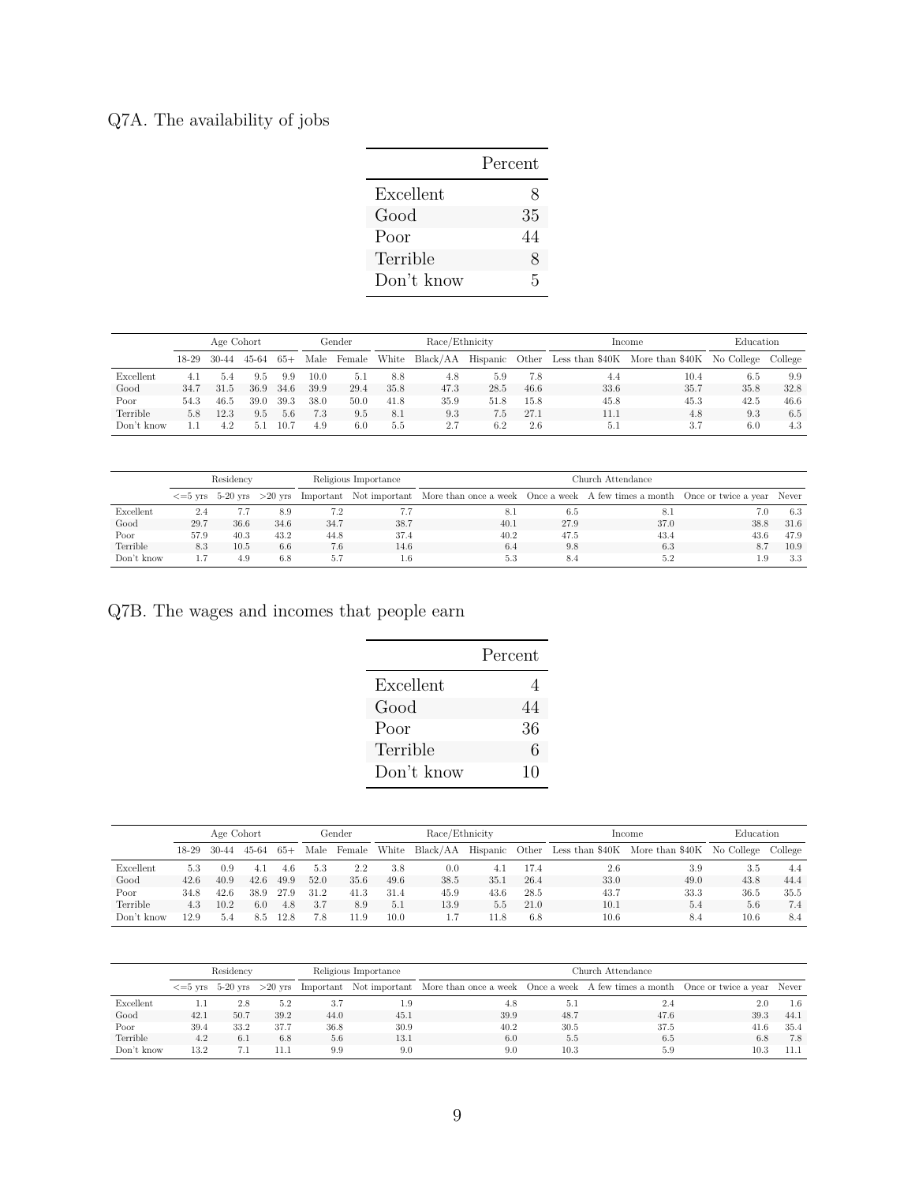## Q7A. The availability of jobs

| | Percent |
|---|---|
| Excellent | 8 |
| Good | 35 |
| Poor | 44 |
| Terrible | 8 |
| Don't know | 5 |

| | Age Cohort | | | | Gender | | Race/Ethnicity | | | | Income | | Education | |
|---|---|---|---|---|---|---|---|---|---|---|---|---|---|---|
| | 18-29 | 30-44 | 45-64 | 65+ | Male | Female | White | Black/AA | Hispanic | Other | Less than $40K | More than $40K | No College | College |
| Excellent | 4.1 | 5.4 | 9.5 | 9.9 | 10.0 | 5.1 | 8.8 | 4.8 | 5.9 | 7.8 | 4.4 | 10.4 | 6.5 | 9.9 |
| Good | 34.7 | 31.5 | 36.9 | 34.6 | 39.9 | 29.4 | 35.8 | 47.3 | 28.5 | 46.6 | 33.6 | 35.7 | 35.8 | 32.8 |
| Poor | 54.3 | 46.5 | 39.0 | 39.3 | 38.0 | 50.0 | 41.8 | 35.9 | 51.8 | 15.8 | 45.8 | 45.3 | 42.5 | 46.6 |
| Terrible | 5.8 | 12.3 | 9.5 | 5.6 | 7.3 | 9.5 | 8.1 | 9.3 | 7.5 | 27.1 | 11.1 | 4.8 | 9.3 | 6.5 |
| Don't know | 1.1 | 4.2 | 5.1 | 10.7 | 4.9 | 6.0 | 5.5 | 2.7 | 6.2 | 2.6 | 5.1 | 3.7 | 6.0 | 4.3 |

| | Residency | | | Religious Importance | | Church Attendance | | | | |
|---|---|---|---|---|---|---|---|---|---|---|
| | <=5 yrs | 5-20 yrs | >20 yrs | Important | Not important | More than once a week | Once a week | A few times a month | Once or twice a year | Never |
| Excellent | 2.4 | 7.7 | 8.9 | 7.2 | 7.7 | 8.1 | 6.5 | 8.1 | 7.0 | 6.3 |
| Good | 29.7 | 36.6 | 34.6 | 34.7 | 38.7 | 40.1 | 27.9 | 37.0 | 38.8 | 31.6 |
| Poor | 57.9 | 40.3 | 43.2 | 44.8 | 37.4 | 40.2 | 47.5 | 43.4 | 43.6 | 47.9 |
| Terrible | 8.3 | 10.5 | 6.6 | 7.6 | 14.6 | 6.4 | 9.8 | 6.3 | 8.7 | 10.9 |
| Don't know | 1.7 | 4.9 | 6.8 | 5.7 | 1.6 | 5.3 | 8.4 | 5.2 | 1.9 | 3.3 |

## Q7B. The wages and incomes that people earn

| | Percent |
|---|---|
| Excellent | 4 |
| Good | 44 |
| Poor | 36 |
| Terrible | 6 |
| Don't know | 10 |

| | Age Cohort | | | | Gender | | Race/Ethnicity | | | | Income | | Education | |
|---|---|---|---|---|---|---|---|---|---|---|---|---|---|---|
| | 18-29 | 30-44 | 45-64 | 65+ | Male | Female | White | Black/AA | Hispanic | Other | Less than $40K | More than $40K | No College | College |
| Excellent | 5.3 | 0.9 | 4.1 | 4.6 | 5.3 | 2.2 | 3.8 | 0.0 | 4.1 | 17.4 | 2.6 | 3.9 | 3.5 | 4.4 |
| Good | 42.6 | 40.9 | 42.6 | 49.9 | 52.0 | 35.6 | 49.6 | 38.5 | 35.1 | 26.4 | 33.0 | 49.0 | 43.8 | 44.4 |
| Poor | 34.8 | 42.6 | 38.9 | 27.9 | 31.2 | 41.3 | 31.4 | 45.9 | 43.6 | 28.5 | 43.7 | 33.3 | 36.5 | 35.5 |
| Terrible | 4.3 | 10.2 | 6.0 | 4.8 | 3.7 | 8.9 | 5.1 | 13.9 | 5.5 | 21.0 | 10.1 | 5.4 | 5.6 | 7.4 |
| Don't know | 12.9 | 5.4 | 8.5 | 12.8 | 7.8 | 11.9 | 10.0 | 1.7 | 11.8 | 6.8 | 10.6 | 8.4 | 10.6 | 8.4 |

| | Residency | | | Religious Importance | | Church Attendance | | | | |
|---|---|---|---|---|---|---|---|---|---|---|
| | <=5 yrs | 5-20 yrs | >20 yrs | Important | Not important | More than once a week | Once a week | A few times a month | Once or twice a year | Never |
| Excellent | 1.1 | 2.8 | 5.2 | 3.7 | 1.9 | 4.8 | 5.1 | 2.4 | 2.0 | 1.6 |
| Good | 42.1 | 50.7 | 39.2 | 44.0 | 45.1 | 39.9 | 48.7 | 47.6 | 39.3 | 44.1 |
| Poor | 39.4 | 33.2 | 37.7 | 36.8 | 30.9 | 40.2 | 30.5 | 37.5 | 41.6 | 35.4 |
| Terrible | 4.2 | 6.1 | 6.8 | 5.6 | 13.1 | 6.0 | 5.5 | 6.5 | 6.8 | 7.8 |
| Don't know | 13.2 | 7.1 | 11.1 | 9.9 | 9.0 | 9.0 | 10.3 | 5.9 | 10.3 | 11.1 |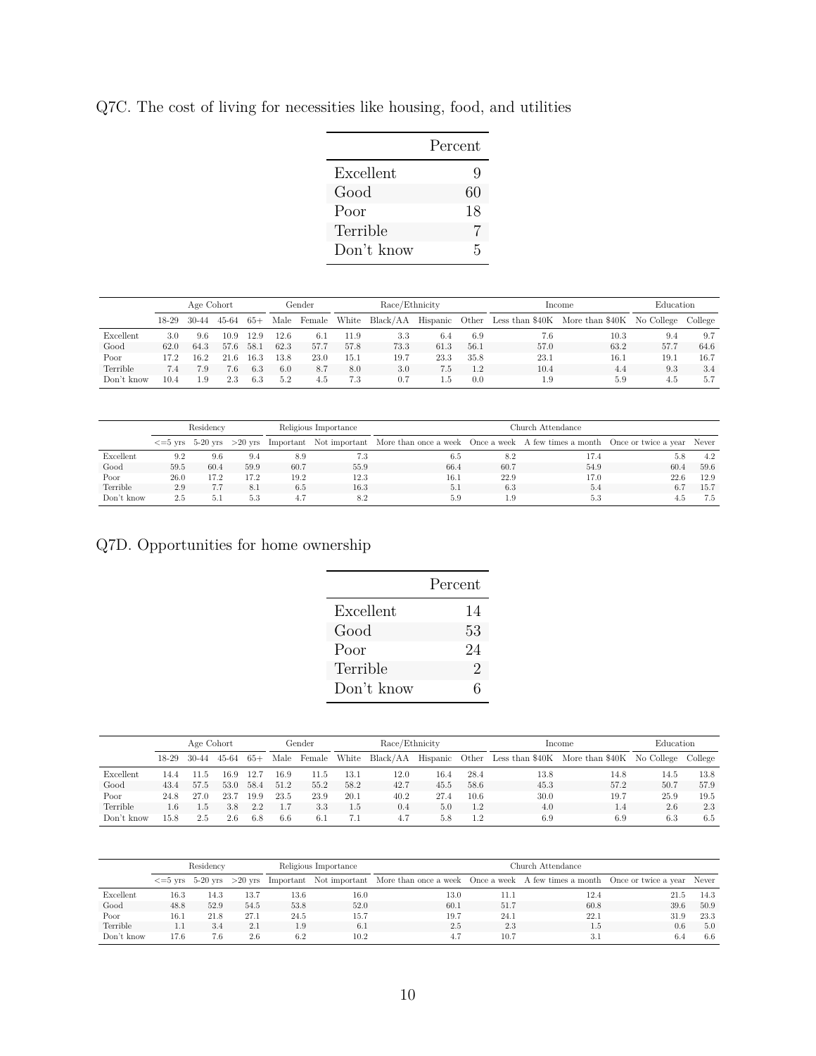Q7C. The cost of living for necessities like housing, food, and utilities

| | Percent |
|---|---|
| Excellent | 9 |
| Good | 60 |
| Poor | 18 |
| Terrible | 7 |
| Don't know | 5 |

| | Age Cohort | | | | Gender | | Race/Ethnicity | | | | Income | | Education | |
|---|---|---|---|---|---|---|---|---|---|---|---|---|---|---|
| | 18-29 | 30-44 | 45-64 | 65+ | Male | Female | White | Black/AA | Hispanic | Other | Less than $40K | More than $40K | No College | College |
| Excellent | 3.0 | 9.6 | 10.9 | 12.9 | 12.6 | 6.1 | 11.9 | 3.3 | 6.4 | 6.9 | 7.6 | 10.3 | 9.4 | 9.7 |
| Good | 62.0 | 64.3 | 57.6 | 58.1 | 62.3 | 57.7 | 57.8 | 73.3 | 61.3 | 56.1 | 57.0 | 63.2 | 57.7 | 64.6 |
| Poor | 17.2 | 16.2 | 21.6 | 16.3 | 13.8 | 23.0 | 15.1 | 19.7 | 23.3 | 35.8 | 23.1 | 16.1 | 19.1 | 16.7 |
| Terrible | 7.4 | 7.9 | 7.6 | 6.3 | 6.0 | 8.7 | 8.0 | 3.0 | 7.5 | 1.2 | 10.4 | 4.4 | 9.3 | 3.4 |
| Don't know | 10.4 | 1.9 | 2.3 | 6.3 | 5.2 | 4.5 | 7.3 | 0.7 | 1.5 | 0.0 | 1.9 | 5.9 | 4.5 | 5.7 |

| | Residency | | | Religious Importance | | Church Attendance | | | | |
|---|---|---|---|---|---|---|---|---|---|---|
| | <=5 yrs | 5-20 yrs | >20 yrs | Important | Not important | More than once a week | Once a week | A few times a month | Once or twice a year | Never |
| Excellent | 9.2 | 9.6 | 9.4 | 8.9 | 7.3 | 6.5 | 8.2 | 17.4 | 5.8 | 4.2 |
| Good | 59.5 | 60.4 | 59.9 | 60.7 | 55.9 | 66.4 | 60.7 | 54.9 | 60.4 | 59.6 |
| Poor | 26.0 | 17.2 | 17.2 | 19.2 | 12.3 | 16.1 | 22.9 | 17.0 | 22.6 | 12.9 |
| Terrible | 2.9 | 7.7 | 8.1 | 6.5 | 16.3 | 5.1 | 6.3 | 5.4 | 6.7 | 15.7 |
| Don't know | 2.5 | 5.1 | 5.3 | 4.7 | 8.2 | 5.9 | 1.9 | 5.3 | 4.5 | 7.5 |

Q7D. Opportunities for home ownership

| | Percent |
|---|---|
| Excellent | 14 |
| Good | 53 |
| Poor | 24 |
| Terrible | 2 |
| Don't know | 6 |

| | Age Cohort | | | | Gender | | Race/Ethnicity | | | | Income | | Education | |
|---|---|---|---|---|---|---|---|---|---|---|---|---|---|---|
| | 18-29 | 30-44 | 45-64 | 65+ | Male | Female | White | Black/AA | Hispanic | Other | Less than $40K | More than $40K | No College | College |
| Excellent | 14.4 | 11.5 | 16.9 | 12.7 | 16.9 | 11.5 | 13.1 | 12.0 | 16.4 | 28.4 | 13.8 | 14.8 | 14.5 | 13.8 |
| Good | 43.4 | 57.5 | 53.0 | 58.4 | 51.2 | 55.2 | 58.2 | 42.7 | 45.5 | 58.6 | 45.3 | 57.2 | 50.7 | 57.9 |
| Poor | 24.8 | 27.0 | 23.7 | 19.9 | 23.5 | 23.9 | 20.1 | 40.2 | 27.4 | 10.6 | 30.0 | 19.7 | 25.9 | 19.5 |
| Terrible | 1.6 | 1.5 | 3.8 | 2.2 | 1.7 | 3.3 | 1.5 | 0.4 | 5.0 | 1.2 | 4.0 | 1.4 | 2.6 | 2.3 |
| Don't know | 15.8 | 2.5 | 2.6 | 6.8 | 6.6 | 6.1 | 7.1 | 4.7 | 5.8 | 1.2 | 6.9 | 6.9 | 6.3 | 6.5 |

| | Residency | | | Religious Importance | | Church Attendance | | | | |
|---|---|---|---|---|---|---|---|---|---|---|
| | <=5 yrs | 5-20 yrs | >20 yrs | Important | Not important | More than once a week | Once a week | A few times a month | Once or twice a year | Never |
| Excellent | 16.3 | 14.3 | 13.7 | 13.6 | 16.0 | 13.0 | 11.1 | 12.4 | 21.5 | 14.3 |
| Good | 48.8 | 52.9 | 54.5 | 53.8 | 52.0 | 60.1 | 51.7 | 60.8 | 39.6 | 50.9 |
| Poor | 16.1 | 21.8 | 27.1 | 24.5 | 15.7 | 19.7 | 24.1 | 22.1 | 31.9 | 23.3 |
| Terrible | 1.1 | 3.4 | 2.1 | 1.9 | 6.1 | 2.5 | 2.3 | 1.5 | 0.6 | 5.0 |
| Don't know | 17.6 | 7.6 | 2.6 | 6.2 | 10.2 | 4.7 | 10.7 | 3.1 | 6.4 | 6.6 |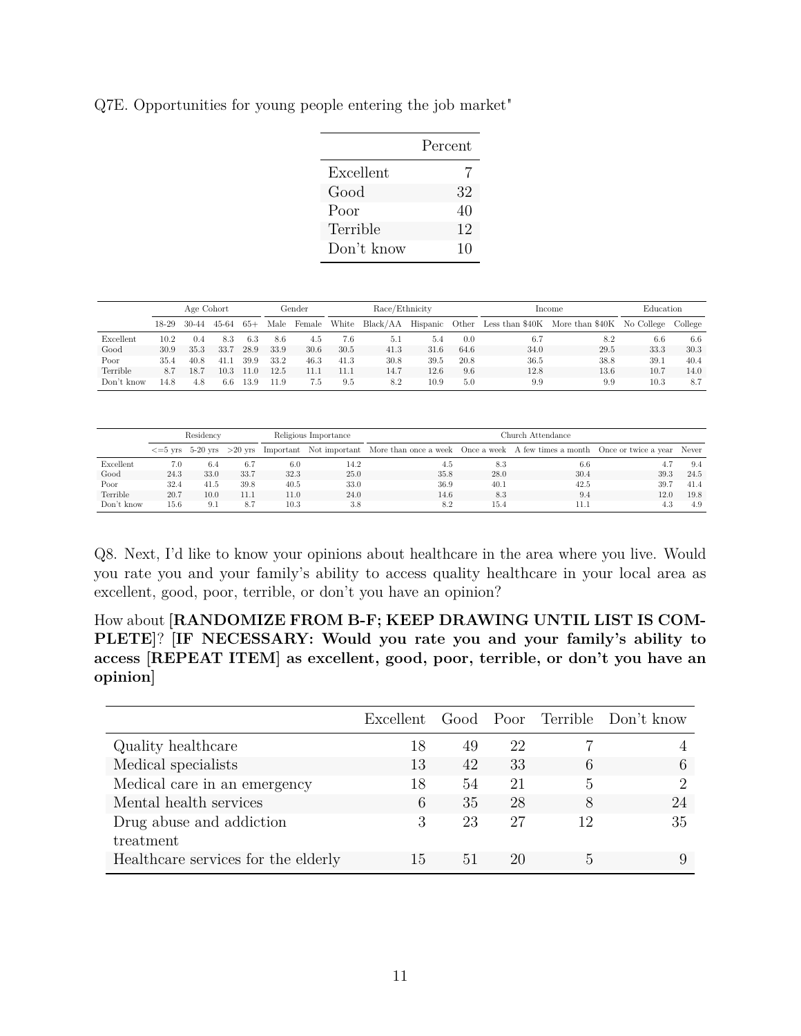Q7E. Opportunities for young people entering the job market"

| | Percent |
|---|---|
| Excellent | 7 |
| Good | 32 |
| Poor | 40 |
| Terrible | 12 |
| Don't know | 10 |

| | Age Cohort | | | | Gender | | Race/Ethnicity | | | | Income | | Education | |
|---|---|---|---|---|---|---|---|---|---|---|---|---|---|---|
| | 18-29 | 30-44 | 45-64 | 65+ | Male | Female | White | Black/AA | Hispanic | Other | Less than $40K | More than $40K | No College | College |
| Excellent | 10.2 | 0.4 | 8.3 | 6.3 | 8.6 | 4.5 | 7.6 | 5.1 | 5.4 | 0.0 | 6.7 | 8.2 | 6.6 | 6.6 |
| Good | 30.9 | 35.3 | 33.7 | 28.9 | 33.9 | 30.6 | 30.5 | 41.3 | 31.6 | 64.6 | 34.0 | 29.5 | 33.3 | 30.3 |
| Poor | 35.4 | 40.8 | 41.1 | 39.9 | 33.2 | 46.3 | 41.3 | 30.8 | 39.5 | 20.8 | 36.5 | 38.8 | 39.1 | 40.4 |
| Terrible | 8.7 | 18.7 | 10.3 | 11.0 | 12.5 | 11.1 | 11.1 | 14.7 | 12.6 | 9.6 | 12.8 | 13.6 | 10.7 | 14.0 |
| Don't know | 14.8 | 4.8 | 6.6 | 13.9 | 11.9 | 7.5 | 9.5 | 8.2 | 10.9 | 5.0 | 9.9 | 9.9 | 10.3 | 8.7 |

| | Residency | | | Religious Importance | | Church Attendance | | | | |
|---|---|---|---|---|---|---|---|---|---|---|
| | <=5 yrs | 5-20 yrs | >20 yrs | Important | Not important | More than once a week | Once a week | A few times a month | Once or twice a year | Never |
| Excellent | 7.0 | 6.4 | 6.7 | 6.0 | 14.2 | 4.5 | 8.3 | 6.6 | 4.7 | 9.4 |
| Good | 24.3 | 33.0 | 33.7 | 32.3 | 25.0 | 35.8 | 28.0 | 30.4 | 39.3 | 24.5 |
| Poor | 32.4 | 41.5 | 39.8 | 40.5 | 33.0 | 36.9 | 40.1 | 42.5 | 39.7 | 41.4 |
| Terrible | 20.7 | 10.0 | 11.1 | 11.0 | 24.0 | 14.6 | 8.3 | 9.4 | 12.0 | 19.8 |
| Don't know | 15.6 | 9.1 | 8.7 | 10.3 | 3.8 | 8.2 | 15.4 | 11.1 | 4.3 | 4.9 |

Q8. Next, I'd like to know your opinions about healthcare in the area where you live. Would you rate you and your family's ability to access quality healthcare in your local area as excellent, good, poor, terrible, or don't you have an opinion?

How about [**RANDOMIZE FROM B-F; KEEP DRAWING UNTIL LIST IS COMPLETE**]? [**IF NECESSARY: Would you rate you and your family's ability to access [REPEAT ITEM] as excellent, good, poor, terrible, or don't you have an opinion**]

| | Excellent | Good | Poor | Terrible | Don't know |
|---|---|---|---|---|---|
| Quality healthcare | 18 | 49 | 22 | 7 | 4 |
| Medical specialists | 13 | 42 | 33 | 6 | 6 |
| Medical care in an emergency | 18 | 54 | 21 | 5 | 2 |
| Mental health services | 6 | 35 | 28 | 8 | 24 |
| Drug abuse and addiction treatment | 3 | 23 | 27 | 12 | 35 |
| Healthcare services for the elderly | 15 | 51 | 20 | 5 | 9 |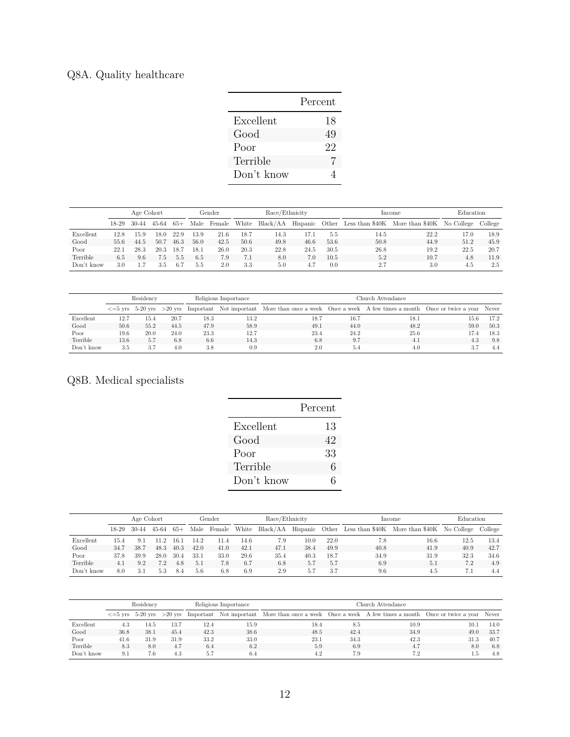## Q8A. Quality healthcare

| | Percent |
|---|---|
| Excellent | 18 |
| Good | 49 |
| Poor | 22 |
| Terrible | 7 |
| Don't know | 4 |

| | Age Cohort | | | | Gender | | Race/Ethnicity | | | | Income | | Education | |
|---|---|---|---|---|---|---|---|---|---|---|---|---|---|---|
| | 18-29 | 30-44 | 45-64 | 65+ | Male | Female | White | Black/AA | Hispanic | Other | Less than $40K | More than $40K | No College | College |
| Excellent | 12.8 | 15.9 | 18.0 | 22.9 | 13.9 | 21.6 | 18.7 | 14.3 | 17.1 | 5.5 | 14.5 | 22.2 | 17.0 | 18.9 |
| Good | 55.6 | 44.5 | 50.7 | 46.3 | 56.0 | 42.5 | 50.6 | 49.8 | 46.6 | 53.6 | 50.8 | 44.9 | 51.2 | 45.9 |
| Poor | 22.1 | 28.3 | 20.3 | 18.7 | 18.1 | 26.0 | 20.3 | 22.8 | 24.5 | 30.5 | 26.8 | 19.2 | 22.5 | 20.7 |
| Terrible | 6.5 | 9.6 | 7.5 | 5.5 | 6.5 | 7.9 | 7.1 | 8.0 | 7.0 | 10.5 | 5.2 | 10.7 | 4.8 | 11.9 |
| Don't know | 3.0 | 1.7 | 3.5 | 6.7 | 5.5 | 2.0 | 3.3 | 5.0 | 4.7 | 0.0 | 2.7 | 3.0 | 4.5 | 2.5 |

| | Residency | | | Religious Importance | | Church Attendance | | | | |
|---|---|---|---|---|---|---|---|---|---|---|
| | <=5 yrs | 5-20 yrs | >20 yrs | Important | Not important | More than once a week | Once a week | A few times a month | Once or twice a year | Never |
| Excellent | 12.7 | 15.4 | 20.7 | 18.3 | 13.2 | 18.7 | 16.7 | 18.1 | 15.6 | 17.2 |
| Good | 50.6 | 55.2 | 44.5 | 47.9 | 58.9 | 49.1 | 44.0 | 48.2 | 59.0 | 50.3 |
| Poor | 19.6 | 20.0 | 24.0 | 23.3 | 12.7 | 23.4 | 24.2 | 25.6 | 17.4 | 18.3 |
| Terrible | 13.6 | 5.7 | 6.8 | 6.6 | 14.3 | 6.8 | 9.7 | 4.1 | 4.3 | 9.8 |
| Don't know | 3.5 | 3.7 | 4.0 | 3.8 | 0.9 | 2.0 | 5.4 | 4.0 | 3.7 | 4.4 |

## Q8B. Medical specialists

| | Percent |
|---|---|
| Excellent | 13 |
| Good | 42 |
| Poor | 33 |
| Terrible | 6 |
| Don't know | 6 |

| | Age Cohort | | | | Gender | | Race/Ethnicity | | | | Income | | Education | |
|---|---|---|---|---|---|---|---|---|---|---|---|---|---|---|
| | 18-29 | 30-44 | 45-64 | 65+ | Male | Female | White | Black/AA | Hispanic | Other | Less than $40K | More than $40K | No College | College |
| Excellent | 15.4 | 9.1 | 11.2 | 16.1 | 14.2 | 11.4 | 14.6 | 7.9 | 10.0 | 22.0 | 7.8 | 16.6 | 12.5 | 13.4 |
| Good | 34.7 | 38.7 | 48.3 | 40.3 | 42.0 | 41.0 | 42.1 | 47.1 | 38.4 | 49.9 | 40.8 | 41.9 | 40.9 | 42.7 |
| Poor | 37.8 | 39.9 | 28.0 | 30.4 | 33.1 | 33.0 | 29.6 | 35.4 | 40.3 | 18.7 | 34.9 | 31.9 | 32.3 | 34.6 |
| Terrible | 4.1 | 9.2 | 7.2 | 4.8 | 5.1 | 7.8 | 6.7 | 6.8 | 5.7 | 5.7 | 6.9 | 5.1 | 7.2 | 4.9 |
| Don't know | 8.0 | 3.1 | 5.3 | 8.4 | 5.6 | 6.8 | 6.9 | 2.9 | 5.7 | 3.7 | 9.6 | 4.5 | 7.1 | 4.4 |

| | Residency | | | Religious Importance | | Church Attendance | | | | |
|---|---|---|---|---|---|---|---|---|---|---|
| | <=5 yrs | 5-20 yrs | >20 yrs | Important | Not important | More than once a week | Once a week | A few times a month | Once or twice a year | Never |
| Excellent | 4.3 | 14.5 | 13.7 | 12.4 | 15.9 | 18.4 | 8.5 | 10.9 | 10.1 | 14.0 |
| Good | 36.8 | 38.1 | 45.4 | 42.3 | 38.6 | 48.5 | 42.4 | 34.9 | 49.0 | 33.7 |
| Poor | 41.6 | 31.9 | 31.9 | 33.2 | 33.0 | 23.1 | 34.3 | 42.3 | 31.3 | 40.7 |
| Terrible | 8.3 | 8.0 | 4.7 | 6.4 | 6.2 | 5.9 | 6.9 | 4.7 | 8.0 | 6.8 |
| Don't know | 9.1 | 7.6 | 4.3 | 5.7 | 6.4 | 4.2 | 7.9 | 7.2 | 1.5 | 4.8 |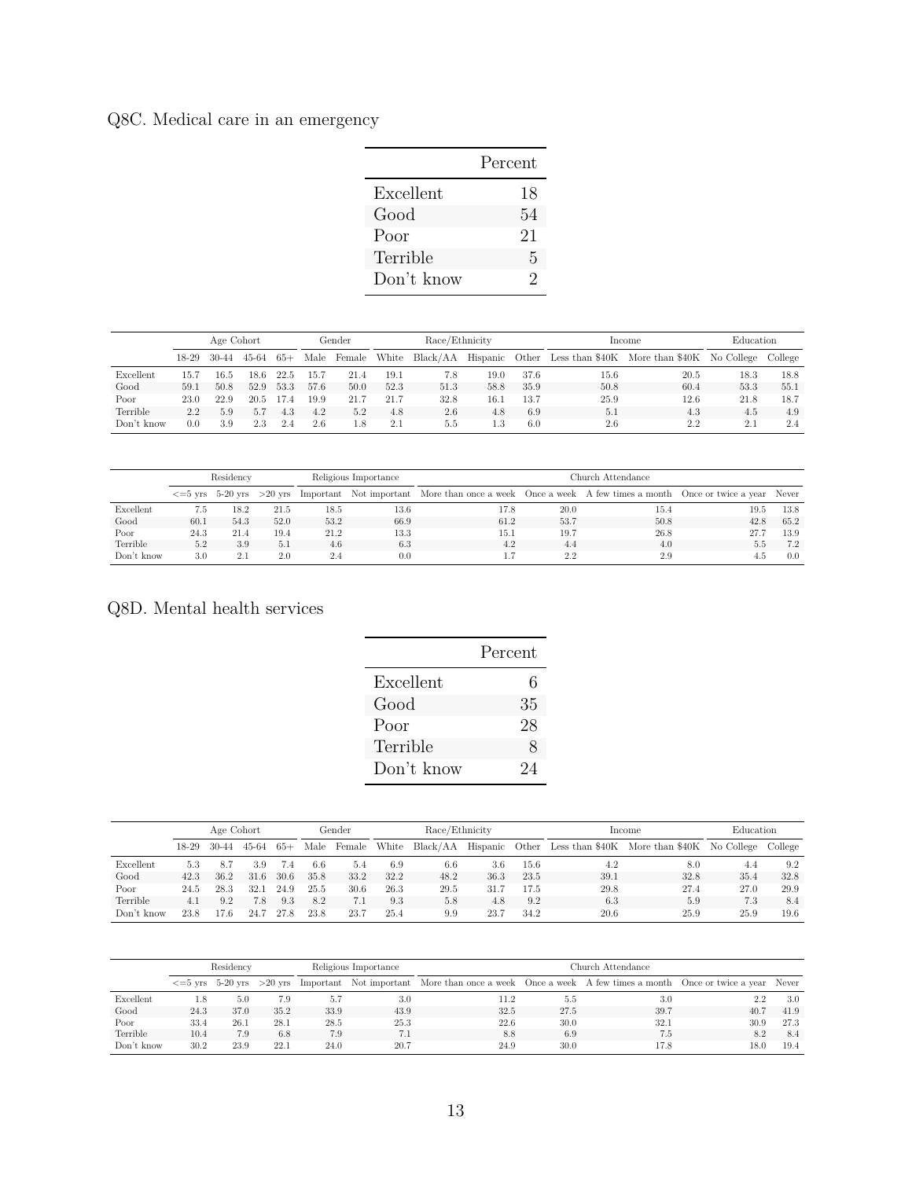## Q8C. Medical care in an emergency

| | Percent |
|---|---|
| Excellent | 18 |
| Good | 54 |
| Poor | 21 |
| Terrible | 5 |
| Don't know | 2 |

| | Age Cohort | | | | Gender | | Race/Ethnicity | | | | Income | | Education | |
|---|---|---|---|---|---|---|---|---|---|---|---|---|---|---|
| | 18-29 | 30-44 | 45-64 | 65+ | Male | Female | White | Black/AA | Hispanic | Other | Less than $40K | More than $40K | No College | College |
| Excellent | 15.7 | 16.5 | 18.6 | 22.5 | 15.7 | 21.4 | 19.1 | 7.8 | 19.0 | 37.6 | 15.6 | 20.5 | 18.3 | 18.8 |
| Good | 59.1 | 50.8 | 52.9 | 53.3 | 57.6 | 50.0 | 52.3 | 51.3 | 58.8 | 35.9 | 50.8 | 60.4 | 53.3 | 55.1 |
| Poor | 23.0 | 22.9 | 20.5 | 17.4 | 19.9 | 21.7 | 21.7 | 32.8 | 16.1 | 13.7 | 25.9 | 12.6 | 21.8 | 18.7 |
| Terrible | 2.2 | 5.9 | 5.7 | 4.3 | 4.2 | 5.2 | 4.8 | 2.6 | 4.8 | 6.9 | 5.1 | 4.3 | 4.5 | 4.9 |
| Don't know | 0.0 | 3.9 | 2.3 | 2.4 | 2.6 | 1.8 | 2.1 | 5.5 | 1.3 | 6.0 | 2.6 | 2.2 | 2.1 | 2.4 |

| | Residency | | | Religious Importance | | Church Attendance | | | | |
|---|---|---|---|---|---|---|---|---|---|---|
| | <=5 yrs | 5-20 yrs | >20 yrs | Important | Not important | More than once a week | Once a week | A few times a month | Once or twice a year | Never |
| Excellent | 7.5 | 18.2 | 21.5 | 18.5 | 13.6 | 17.8 | 20.0 | 15.4 | 19.5 | 13.8 |
| Good | 60.1 | 54.3 | 52.0 | 53.2 | 66.9 | 61.2 | 53.7 | 50.8 | 42.8 | 65.2 |
| Poor | 24.3 | 21.4 | 19.4 | 21.2 | 13.3 | 15.1 | 19.7 | 26.8 | 27.7 | 13.9 |
| Terrible | 5.2 | 3.9 | 5.1 | 4.6 | 6.3 | 4.2 | 4.4 | 4.0 | 5.5 | 7.2 |
| Don't know | 3.0 | 2.1 | 2.0 | 2.4 | 0.0 | 1.7 | 2.2 | 2.9 | 4.5 | 0.0 |

## Q8D. Mental health services

| | Percent |
|---|---|
| Excellent | 6 |
| Good | 35 |
| Poor | 28 |
| Terrible | 8 |
| Don't know | 24 |

| | Age Cohort | | | | Gender | | Race/Ethnicity | | | | Income | | Education | |
|---|---|---|---|---|---|---|---|---|---|---|---|---|---|---|
| | 18-29 | 30-44 | 45-64 | 65+ | Male | Female | White | Black/AA | Hispanic | Other | Less than $40K | More than $40K | No College | College |
| Excellent | 5.3 | 8.7 | 3.9 | 7.4 | 6.6 | 5.4 | 6.9 | 6.6 | 3.6 | 15.6 | 4.2 | 8.0 | 4.4 | 9.2 |
| Good | 42.3 | 36.2 | 31.6 | 30.6 | 35.8 | 33.2 | 32.2 | 48.2 | 36.3 | 23.5 | 39.1 | 32.8 | 35.4 | 32.8 |
| Poor | 24.5 | 28.3 | 32.1 | 24.9 | 25.5 | 30.6 | 26.3 | 29.5 | 31.7 | 17.5 | 29.8 | 27.4 | 27.0 | 29.9 |
| Terrible | 4.1 | 9.2 | 7.8 | 9.3 | 8.2 | 7.1 | 9.3 | 5.8 | 4.8 | 9.2 | 6.3 | 5.9 | 7.3 | 8.4 |
| Don't know | 23.8 | 17.6 | 24.7 | 27.8 | 23.8 | 23.7 | 25.4 | 9.9 | 23.7 | 34.2 | 20.6 | 25.9 | 25.9 | 19.6 |

| | Residency | | | Religious Importance | | Church Attendance | | | | |
|---|---|---|---|---|---|---|---|---|---|---|
| | <=5 yrs | 5-20 yrs | >20 yrs | Important | Not important | More than once a week | Once a week | A few times a month | Once or twice a year | Never |
| Excellent | 1.8 | 5.0 | 7.9 | 5.7 | 3.0 | 11.2 | 5.5 | 3.0 | 2.2 | 3.0 |
| Good | 24.3 | 37.0 | 35.2 | 33.9 | 43.9 | 32.5 | 27.5 | 39.7 | 40.7 | 41.9 |
| Poor | 33.4 | 26.1 | 28.1 | 28.5 | 25.3 | 22.6 | 30.0 | 32.1 | 30.9 | 27.3 |
| Terrible | 10.4 | 7.9 | 6.8 | 7.9 | 7.1 | 8.8 | 6.9 | 7.5 | 8.2 | 8.4 |
| Don't know | 30.2 | 23.9 | 22.1 | 24.0 | 20.7 | 24.9 | 30.0 | 17.8 | 18.0 | 19.4 |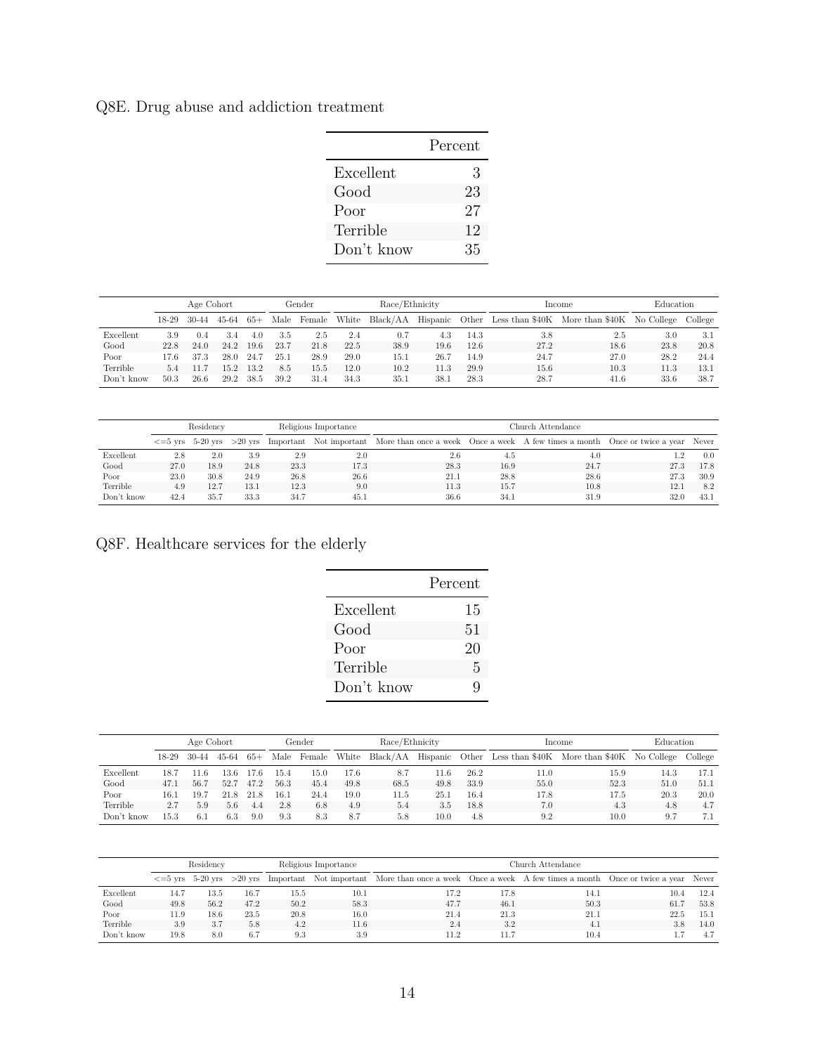## Q8E. Drug abuse and addiction treatment

| | Percent |
|---|---|
| Excellent | 3 |
| Good | 23 |
| Poor | 27 |
| Terrible | 12 |
| Don't know | 35 |

| | Age Cohort | | | | Gender | | Race/Ethnicity | | | | Income | | Education | |
|---|---|---|---|---|---|---|---|---|---|---|---|---|---|---|
| | 18-29 | 30-44 | 45-64 | 65+ | Male | Female | White | Black/AA | Hispanic | Other | Less than $40K | More than $40K | No College | College |
| Excellent | 3.9 | 0.4 | 3.4 | 4.0 | 3.5 | 2.5 | 2.4 | 0.7 | 4.3 | 14.3 | 3.8 | 2.5 | 3.0 | 3.1 |
| Good | 22.8 | 24.0 | 24.2 | 19.6 | 23.7 | 21.8 | 22.5 | 38.9 | 19.6 | 12.6 | 27.2 | 18.6 | 23.8 | 20.8 |
| Poor | 17.6 | 37.3 | 28.0 | 24.7 | 25.1 | 28.9 | 29.0 | 15.1 | 26.7 | 14.9 | 24.7 | 27.0 | 28.2 | 24.4 |
| Terrible | 5.4 | 11.7 | 15.2 | 13.2 | 8.5 | 15.5 | 12.0 | 10.2 | 11.3 | 29.9 | 15.6 | 10.3 | 11.3 | 13.1 |
| Don't know | 50.3 | 26.6 | 29.2 | 38.5 | 39.2 | 31.4 | 34.3 | 35.1 | 38.1 | 28.3 | 28.7 | 41.6 | 33.6 | 38.7 |

| | Residency | | | Religious Importance | | Church Attendance | | | | |
|---|---|---|---|---|---|---|---|---|---|---|
| | <=5 yrs | 5-20 yrs | >20 yrs | Important | Not important | More than once a week | Once a week | A few times a month | Once or twice a year | Never |
| Excellent | 2.8 | 2.0 | 3.9 | 2.9 | 2.0 | 2.6 | 4.5 | 4.0 | 1.2 | 0.0 |
| Good | 27.0 | 18.9 | 24.8 | 23.3 | 17.3 | 28.3 | 16.9 | 24.7 | 27.3 | 17.8 |
| Poor | 23.0 | 30.8 | 24.9 | 26.8 | 26.6 | 21.1 | 28.8 | 28.6 | 27.3 | 30.9 |
| Terrible | 4.9 | 12.7 | 13.1 | 12.3 | 9.0 | 11.3 | 15.7 | 10.8 | 12.1 | 8.2 |
| Don't know | 42.4 | 35.7 | 33.3 | 34.7 | 45.1 | 36.6 | 34.1 | 31.9 | 32.0 | 43.1 |

## Q8F. Healthcare services for the elderly

| | Percent |
|---|---|
| Excellent | 15 |
| Good | 51 |
| Poor | 20 |
| Terrible | 5 |
| Don't know | 9 |

| | Age Cohort | | | | Gender | | Race/Ethnicity | | | | Income | | Education | |
|---|---|---|---|---|---|---|---|---|---|---|---|---|---|---|
| | 18-29 | 30-44 | 45-64 | 65+ | Male | Female | White | Black/AA | Hispanic | Other | Less than $40K | More than $40K | No College | College |
| Excellent | 18.7 | 11.6 | 13.6 | 17.6 | 15.4 | 15.0 | 17.6 | 8.7 | 11.6 | 26.2 | 11.0 | 15.9 | 14.3 | 17.1 |
| Good | 47.1 | 56.7 | 52.7 | 47.2 | 56.3 | 45.4 | 49.8 | 68.5 | 49.8 | 33.9 | 55.0 | 52.3 | 51.0 | 51.1 |
| Poor | 16.1 | 19.7 | 21.8 | 21.8 | 16.1 | 24.4 | 19.0 | 11.5 | 25.1 | 16.4 | 17.8 | 17.5 | 20.3 | 20.0 |
| Terrible | 2.7 | 5.9 | 5.6 | 4.4 | 2.8 | 6.8 | 4.9 | 5.4 | 3.5 | 18.8 | 7.0 | 4.3 | 4.8 | 4.7 |
| Don't know | 15.3 | 6.1 | 6.3 | 9.0 | 9.3 | 8.3 | 8.7 | 5.8 | 10.0 | 4.8 | 9.2 | 10.0 | 9.7 | 7.1 |

| | Residency | | | Religious Importance | | Church Attendance | | | | |
|---|---|---|---|---|---|---|---|---|---|---|
| | <=5 yrs | 5-20 yrs | >20 yrs | Important | Not important | More than once a week | Once a week | A few times a month | Once or twice a year | Never |
| Excellent | 14.7 | 13.5 | 16.7 | 15.5 | 10.1 | 17.2 | 17.8 | 14.1 | 10.4 | 12.4 |
| Good | 49.8 | 56.2 | 47.2 | 50.2 | 58.3 | 47.7 | 46.1 | 50.3 | 61.7 | 53.8 |
| Poor | 11.9 | 18.6 | 23.5 | 20.8 | 16.0 | 21.4 | 21.3 | 21.1 | 22.5 | 15.1 |
| Terrible | 3.9 | 3.7 | 5.8 | 4.2 | 11.6 | 2.4 | 3.2 | 4.1 | 3.8 | 14.0 |
| Don't know | 19.8 | 8.0 | 6.7 | 9.3 | 3.9 | 11.2 | 11.7 | 10.4 | 1.7 | 4.7 |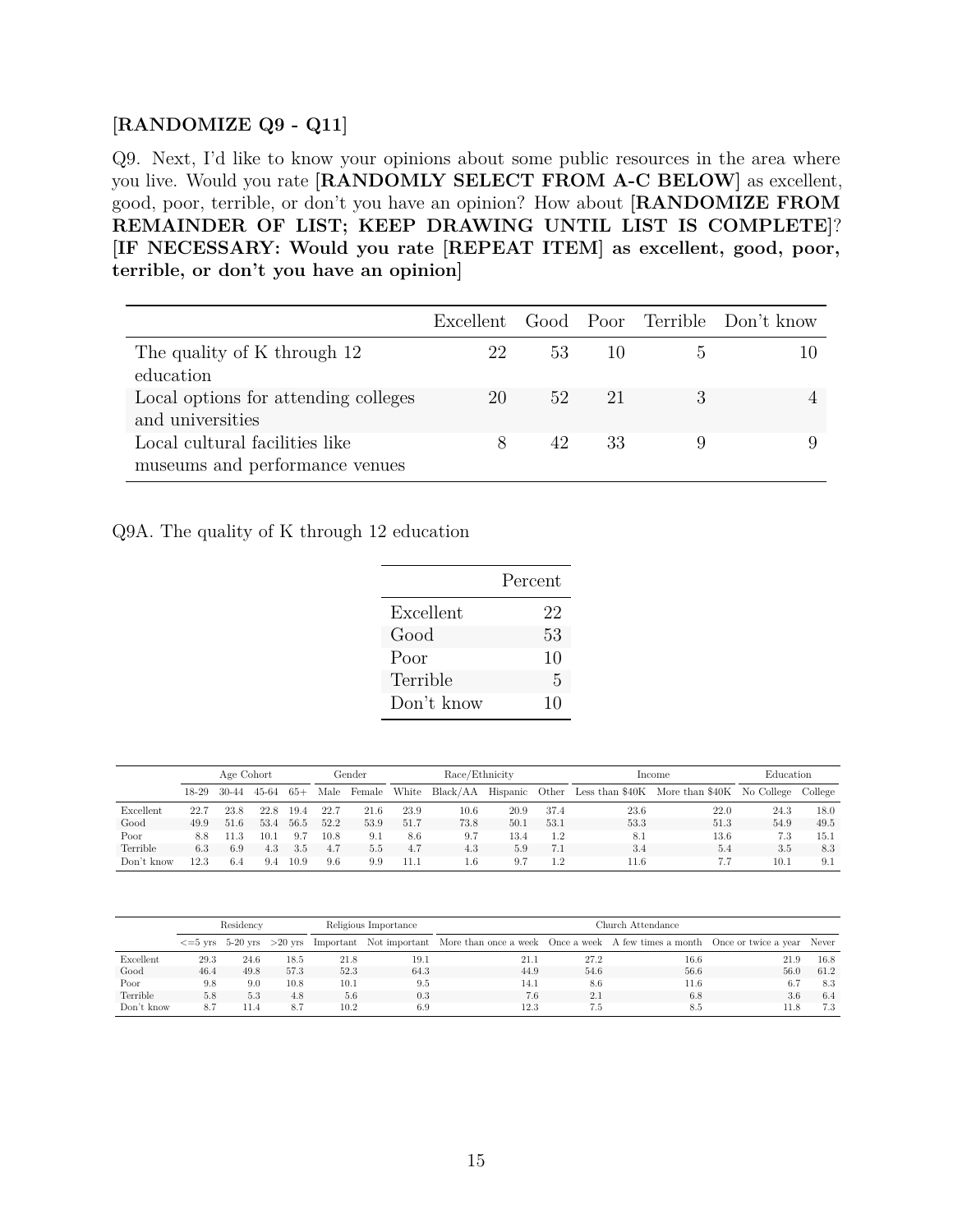**[RANDOMIZE Q9 - Q11]**

Q9. Next, I'd like to know your opinions about some public resources in the area where you live. Would you rate **[RANDOMLY SELECT FROM A-C BELOW]** as excellent, good, poor, terrible, or don't you have an opinion? How about **[RANDOMIZE FROM REMAINDER OF LIST; KEEP DRAWING UNTIL LIST IS COMPLETE]**? **[IF NECESSARY: Would you rate [REPEAT ITEM] as excellent, good, poor, terrible, or don't you have an opinion]**

| | Excellent | Good | Poor | Terrible | Don't know |
|---|---|---|---|---|---|
| The quality of K through 12 education | 22 | 53 | 10 | 5 | 10 |
| Local options for attending colleges and universities | 20 | 52 | 21 | 3 | 4 |
| Local cultural facilities like museums and performance venues | 8 | 42 | 33 | 9 | 9 |

Q9A. The quality of K through 12 education

| | Percent |
|---|---|
| Excellent | 22 |
| Good | 53 |
| Poor | 10 |
| Terrible | 5 |
| Don't know | 10 |

| | Age Cohort | | | | Gender | | Race/Ethnicity | | | | Income | | Education | |
|---|---|---|---|---|---|---|---|---|---|---|---|---|---|---|
| | 18-29 | 30-44 | 45-64 | 65+ | Male | Female | White | Black/AA | Hispanic | Other | Less than $40K | More than $40K | No College | College |
| Excellent | 22.7 | 23.8 | 22.8 | 19.4 | 22.7 | 21.6 | 23.9 | 10.6 | 20.9 | 37.4 | 23.6 | 22.0 | 24.3 | 18.0 |
| Good | 49.9 | 51.6 | 53.4 | 56.5 | 52.2 | 53.9 | 51.7 | 73.8 | 50.1 | 53.1 | 53.3 | 51.3 | 54.9 | 49.5 |
| Poor | 8.8 | 11.3 | 10.1 | 9.7 | 10.8 | 9.1 | 8.6 | 9.7 | 13.4 | 1.2 | 8.1 | 13.6 | 7.3 | 15.1 |
| Terrible | 6.3 | 6.9 | 4.3 | 3.5 | 4.7 | 5.5 | 4.7 | 4.3 | 5.9 | 7.1 | 3.4 | 5.4 | 3.5 | 8.3 |
| Don't know | 12.3 | 6.4 | 9.4 | 10.9 | 9.6 | 9.9 | 11.1 | 1.6 | 9.7 | 1.2 | 11.6 | 7.7 | 10.1 | 9.1 |

| | Residency | | | Religious Importance | | Church Attendance | | | | |
|---|---|---|---|---|---|---|---|---|---|---|
| | <=5 yrs | 5-20 yrs | >20 yrs | Important | Not important | More than once a week | Once a week | A few times a month | Once or twice a year | Never |
| Excellent | 29.3 | 24.6 | 18.5 | 21.8 | 19.1 | 21.1 | 27.2 | 16.6 | 21.9 | 16.8 |
| Good | 46.4 | 49.8 | 57.3 | 52.3 | 64.3 | 44.9 | 54.6 | 56.6 | 56.0 | 61.2 |
| Poor | 9.8 | 9.0 | 10.8 | 10.1 | 9.5 | 14.1 | 8.6 | 11.6 | 6.7 | 8.3 |
| Terrible | 5.8 | 5.3 | 4.8 | 5.6 | 0.3 | 7.6 | 2.1 | 6.8 | 3.6 | 6.4 |
| Don't know | 8.7 | 11.4 | 8.7 | 10.2 | 6.9 | 12.3 | 7.5 | 8.5 | 11.8 | 7.3 |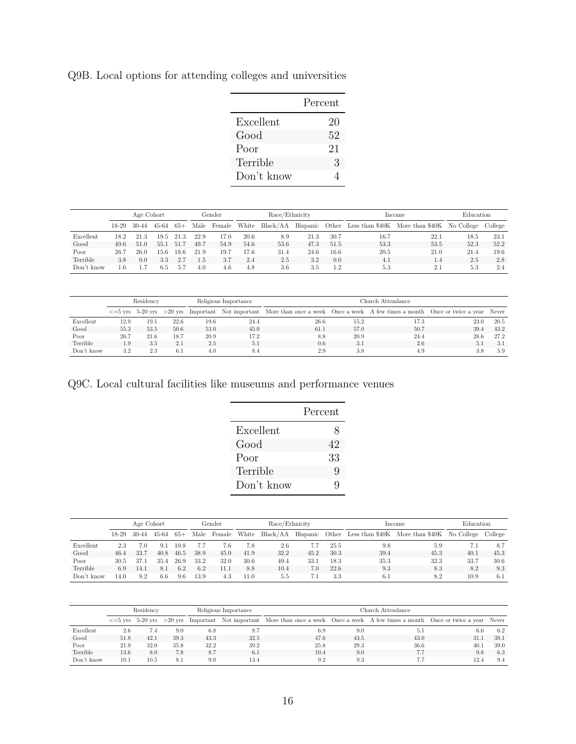Q9B. Local options for attending colleges and universities

| | Percent |
|---|---|
| Excellent | 20 |
| Good | 52 |
| Poor | 21 |
| Terrible | 3 |
| Don't know | 4 |

| | Age Cohort | | | | Gender | | Race/Ethnicity | | | | Income | | Education | |
|---|---|---|---|---|---|---|---|---|---|---|---|---|---|---|
| | 18-29 | 30-44 | 45-64 | 65+ | Male | Female | White | Black/AA | Hispanic | Other | Less than $40K | More than $40K | No College | College |
| Excellent | 18.2 | 21.3 | 19.5 | 21.3 | 22.9 | 17.0 | 20.6 | 8.9 | 21.3 | 30.7 | 16.7 | 22.1 | 18.5 | 23.1 |
| Good | 49.6 | 51.0 | 55.1 | 51.7 | 49.7 | 54.9 | 54.6 | 53.6 | 47.3 | 51.5 | 53.3 | 53.5 | 52.3 | 52.2 |
| Poor | 26.7 | 26.0 | 15.6 | 18.6 | 21.9 | 19.7 | 17.6 | 31.4 | 24.6 | 16.6 | 20.5 | 21.0 | 21.4 | 19.6 |
| Terrible | 3.8 | 0.0 | 3.3 | 2.7 | 1.5 | 3.7 | 2.4 | 2.5 | 3.2 | 0.0 | 4.1 | 1.4 | 2.5 | 2.8 |
| Don't know | 1.6 | 1.7 | 6.5 | 5.7 | 4.0 | 4.6 | 4.8 | 3.6 | 3.5 | 1.2 | 5.3 | 2.1 | 5.3 | 2.4 |

| | Residency | | | Religious Importance | | Church Attendance | | | | |
|---|---|---|---|---|---|---|---|---|---|---|
| | <=5 yrs | 5-20 yrs | >20 yrs | Important | Not important | More than once a week | Once a week | A few times a month | Once or twice a year | Never |
| Excellent | 12.9 | 19.1 | 22.6 | 19.6 | 24.4 | 26.6 | 15.2 | 17.3 | 23.0 | 20.5 |
| Good | 55.3 | 53.5 | 50.6 | 53.0 | 45.0 | 61.1 | 57.0 | 50.7 | 39.4 | 43.2 |
| Poor | 26.7 | 21.6 | 18.7 | 20.9 | 17.2 | 8.8 | 20.9 | 24.4 | 28.6 | 27.2 |
| Terrible | 1.9 | 3.5 | 2.1 | 2.5 | 5.1 | 0.6 | 3.1 | 2.6 | 5.1 | 3.1 |
| Don't know | 3.2 | 2.3 | 6.1 | 4.0 | 8.4 | 2.9 | 3.8 | 4.9 | 3.8 | 5.9 |

Q9C. Local cultural facilities like museums and performance venues

| | Percent |
|---|---|
| Excellent | 8 |
| Good | 42 |
| Poor | 33 |
| Terrible | 9 |
| Don't know | 9 |

| | Age Cohort | | | | Gender | | Race/Ethnicity | | | | Income | | Education | |
|---|---|---|---|---|---|---|---|---|---|---|---|---|---|---|
| | 18-29 | 30-44 | 45-64 | 65+ | Male | Female | White | Black/AA | Hispanic | Other | Less than $40K | More than $40K | No College | College |
| Excellent | 2.3 | 7.0 | 9.1 | 10.8 | 7.7 | 7.6 | 7.8 | 2.6 | 7.7 | 25.5 | 9.8 | 5.9 | 7.1 | 8.7 |
| Good | 46.4 | 33.7 | 40.8 | 46.5 | 38.9 | 45.0 | 41.9 | 32.2 | 45.2 | 30.3 | 39.4 | 45.3 | 40.1 | 45.3 |
| Poor | 30.5 | 37.1 | 35.4 | 26.9 | 33.2 | 32.0 | 30.6 | 49.4 | 33.1 | 18.3 | 35.3 | 32.3 | 33.7 | 30.6 |
| Terrible | 6.9 | 14.1 | 8.1 | 6.2 | 6.2 | 11.1 | 8.8 | 10.4 | 7.0 | 22.6 | 9.3 | 8.3 | 8.2 | 9.3 |
| Don't know | 14.0 | 8.2 | 6.6 | 9.6 | 13.9 | 4.3 | 11.0 | 5.5 | 7.1 | 3.3 | 6.1 | 8.2 | 10.9 | 6.1 |

| | Residency | | | Religious Importance | | Church Attendance | | | | |
|---|---|---|---|---|---|---|---|---|---|---|
| | <=5 yrs | 5-20 yrs | >20 yrs | Important | Not important | More than once a week | Once a week | A few times a month | Once or twice a year | Never |
| Excellent | 2.6 | 7.4 | 9.0 | 6.8 | 8.7 | 6.9 | 9.0 | 5.1 | 6.6 | 6.2 |
| Good | 51.8 | 42.1 | 39.3 | 43.3 | 32.5 | 47.6 | 43.5 | 43.0 | 31.1 | 39.1 |
| Poor | 21.9 | 32.0 | 35.8 | 32.2 | 39.2 | 25.8 | 29.3 | 36.6 | 40.1 | 39.0 |
| Terrible | 13.6 | 8.0 | 7.8 | 8.7 | 6.1 | 10.4 | 9.0 | 7.7 | 9.8 | 6.3 |
| Don't know | 10.1 | 10.5 | 8.1 | 9.0 | 13.4 | 9.2 | 9.3 | 7.7 | 12.4 | 9.4 |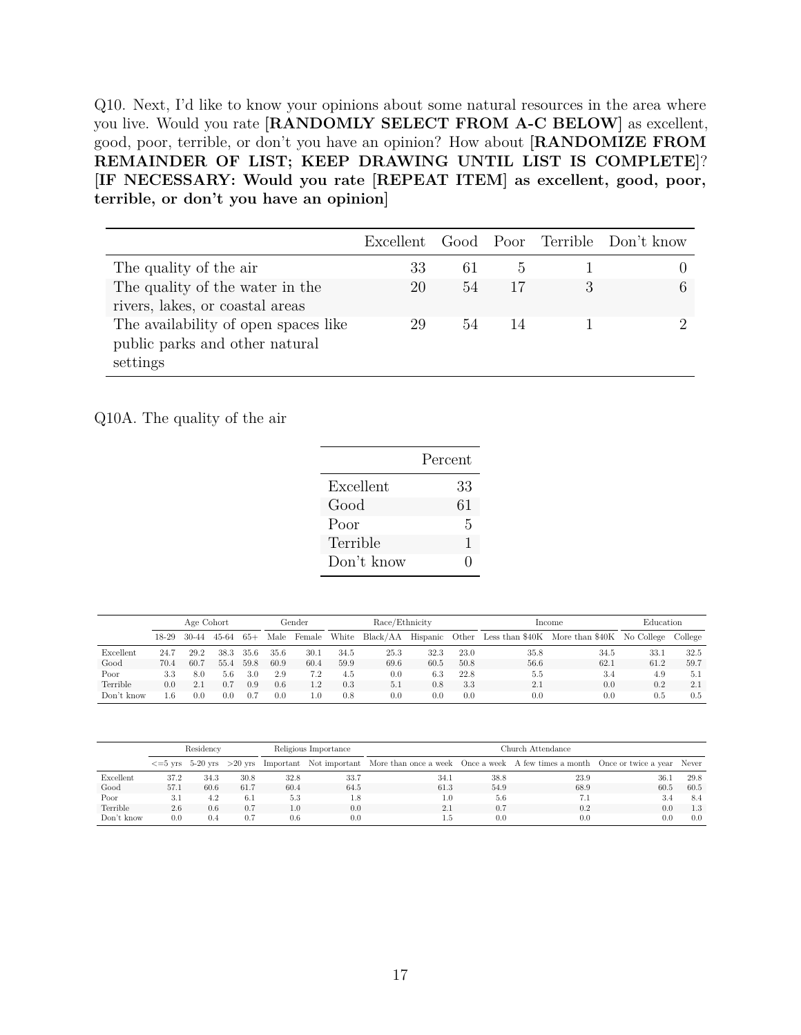Q10. Next, I'd like to know your opinions about some natural resources in the area where you live. Would you rate [**RANDOMLY SELECT FROM A-C BELOW**] as excellent, good, poor, terrible, or don't you have an opinion? How about [**RANDOMIZE FROM REMAINDER OF LIST; KEEP DRAWING UNTIL LIST IS COMPLETE**]? [**IF NECESSARY: Would you rate [REPEAT ITEM] as excellent, good, poor, terrible, or don't you have an opinion**]

| | Excellent | Good | Poor | Terrible | Don't know |
|---|---|---|---|---|---|
| The quality of the air | 33 | 61 | 5 | 1 | 0 |
| The quality of the water in the rivers, lakes, or coastal areas | 20 | 54 | 17 | 3 | 6 |
| The availability of open spaces like public parks and other natural settings | 29 | 54 | 14 | 1 | 2 |

Q10A. The quality of the air

| | Percent |
|---|---|
| Excellent | 33 |
| Good | 61 |
| Poor | 5 |
| Terrible | 1 |
| Don't know | 0 |

| | Age Cohort | | | | Gender | | Race/Ethnicity | | | | Income | | Education | |
|---|---|---|---|---|---|---|---|---|---|---|---|---|---|---|
| | 18-29 | 30-44 | 45-64 | 65+ | Male | Female | White | Black/AA | Hispanic | Other | Less than $40K | More than $40K | No College | College |
| Excellent | 24.7 | 29.2 | 38.3 | 35.6 | 35.6 | 30.1 | 34.5 | 25.3 | 32.3 | 23.0 | 35.8 | 34.5 | 33.1 | 32.5 |
| Good | 70.4 | 60.7 | 55.4 | 59.8 | 60.9 | 60.4 | 59.9 | 69.6 | 60.5 | 50.8 | 56.6 | 62.1 | 61.2 | 59.7 |
| Poor | 3.3 | 8.0 | 5.6 | 3.0 | 2.9 | 7.2 | 4.5 | 0.0 | 6.3 | 22.8 | 5.5 | 3.4 | 4.9 | 5.1 |
| Terrible | 0.0 | 2.1 | 0.7 | 0.9 | 0.6 | 1.2 | 0.3 | 5.1 | 0.8 | 3.3 | 2.1 | 0.0 | 0.2 | 2.1 |
| Don't know | 1.6 | 0.0 | 0.0 | 0.7 | 0.0 | 1.0 | 0.8 | 0.0 | 0.0 | 0.0 | 0.0 | 0.0 | 0.5 | 0.5 |

| | Residency | | | Religious Importance | | Church Attendance | | | | |
|---|---|---|---|---|---|---|---|---|---|---|
| | <=5 yrs | 5-20 yrs | >20 yrs | Important | Not important | More than once a week | Once a week | A few times a month | Once or twice a year | Never |
| Excellent | 37.2 | 34.3 | 30.8 | 32.8 | 33.7 | 34.1 | 38.8 | 23.9 | 36.1 | 29.8 |
| Good | 57.1 | 60.6 | 61.7 | 60.4 | 64.5 | 61.3 | 54.9 | 68.9 | 60.5 | 60.5 |
| Poor | 3.1 | 4.2 | 6.1 | 5.3 | 1.8 | 1.0 | 5.6 | 7.1 | 3.4 | 8.4 |
| Terrible | 2.6 | 0.6 | 0.7 | 1.0 | 0.0 | 2.1 | 0.7 | 0.2 | 0.0 | 1.3 |
| Don't know | 0.0 | 0.4 | 0.7 | 0.6 | 0.0 | 1.5 | 0.0 | 0.0 | 0.0 | 0.0 |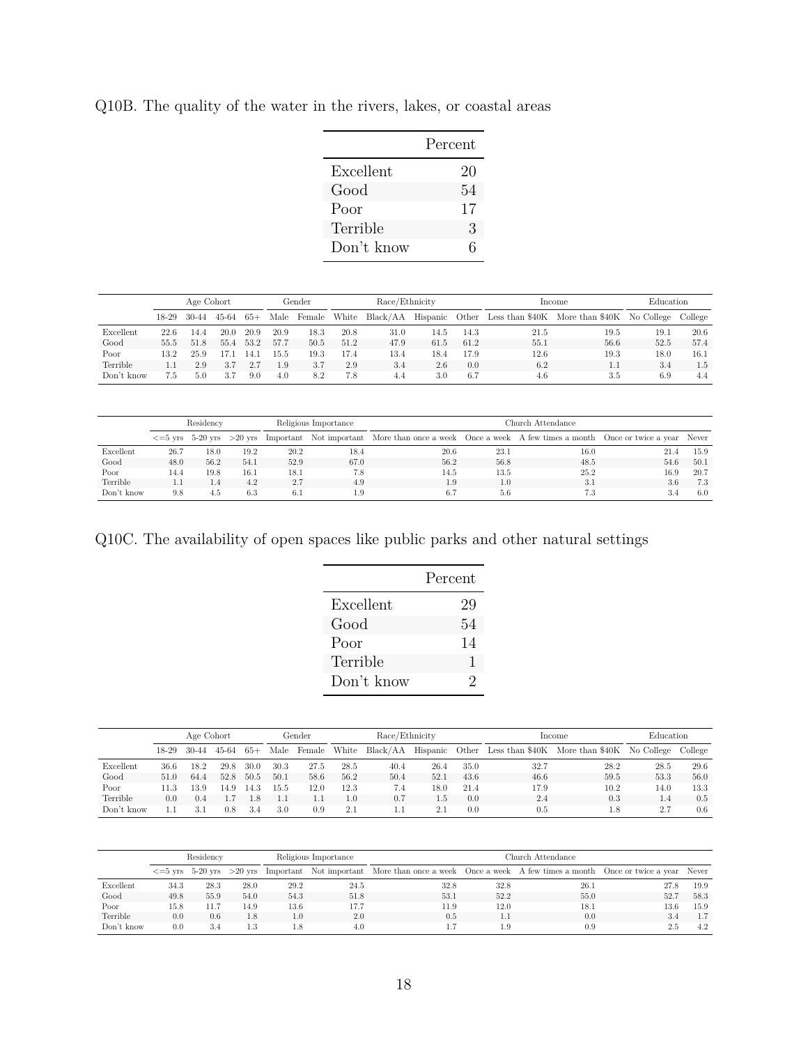Q10B. The quality of the water in the rivers, lakes, or coastal areas

| | Percent |
|---|---|
| Excellent | 20 |
| Good | 54 |
| Poor | 17 |
| Terrible | 3 |
| Don't know | 6 |

| | Age Cohort | | | | Gender | | Race/Ethnicity | | | | Income | | Education | |
|---|---|---|---|---|---|---|---|---|---|---|---|---|---|---|
| | 18-29 | 30-44 | 45-64 | 65+ | Male | Female | White | Black/AA | Hispanic | Other | Less than $40K | More than $40K | No College | College |
| Excellent | 22.6 | 14.4 | 20.0 | 20.9 | 20.9 | 18.3 | 20.8 | 31.0 | 14.5 | 14.3 | 21.5 | 19.5 | 19.1 | 20.6 |
| Good | 55.5 | 51.8 | 55.4 | 53.2 | 57.7 | 50.5 | 51.2 | 47.9 | 61.5 | 61.2 | 55.1 | 56.6 | 52.5 | 57.4 |
| Poor | 13.2 | 25.9 | 17.1 | 14.1 | 15.5 | 19.3 | 17.4 | 13.4 | 18.4 | 17.9 | 12.6 | 19.3 | 18.0 | 16.1 |
| Terrible | 1.1 | 2.9 | 3.7 | 2.7 | 1.9 | 3.7 | 2.9 | 3.4 | 2.6 | 0.0 | 6.2 | 1.1 | 3.4 | 1.5 |
| Don't know | 7.5 | 5.0 | 3.7 | 9.0 | 4.0 | 8.2 | 7.8 | 4.4 | 3.0 | 6.7 | 4.6 | 3.5 | 6.9 | 4.4 |

| | Residency | | | Religious Importance | | Church Attendance | | | | |
|---|---|---|---|---|---|---|---|---|---|---|
| | <=5 yrs | 5-20 yrs | >20 yrs | Important | Not important | More than once a week | Once a week | A few times a month | Once or twice a year | Never |
| Excellent | 26.7 | 18.0 | 19.2 | 20.2 | 18.4 | 20.6 | 23.1 | 16.0 | 21.4 | 15.9 |
| Good | 48.0 | 56.2 | 54.1 | 52.9 | 67.0 | 56.2 | 56.8 | 48.5 | 54.6 | 50.1 |
| Poor | 14.4 | 19.8 | 16.1 | 18.1 | 7.8 | 14.5 | 13.5 | 25.2 | 16.9 | 20.7 |
| Terrible | 1.1 | 1.4 | 4.2 | 2.7 | 4.9 | 1.9 | 1.0 | 3.1 | 3.6 | 7.3 |
| Don't know | 9.8 | 4.5 | 6.3 | 6.1 | 1.9 | 6.7 | 5.6 | 7.3 | 3.4 | 6.0 |

Q10C. The availability of open spaces like public parks and other natural settings

| | Percent |
|---|---|
| Excellent | 29 |
| Good | 54 |
| Poor | 14 |
| Terrible | 1 |
| Don't know | 2 |

| | Age Cohort | | | | Gender | | Race/Ethnicity | | | | Income | | Education | |
|---|---|---|---|---|---|---|---|---|---|---|---|---|---|---|
| | 18-29 | 30-44 | 45-64 | 65+ | Male | Female | White | Black/AA | Hispanic | Other | Less than $40K | More than $40K | No College | College |
| Excellent | 36.6 | 18.2 | 29.8 | 30.0 | 30.3 | 27.5 | 28.5 | 40.4 | 26.4 | 35.0 | 32.7 | 28.2 | 28.5 | 29.6 |
| Good | 51.0 | 64.4 | 52.8 | 50.5 | 50.1 | 58.6 | 56.2 | 50.4 | 52.1 | 43.6 | 46.6 | 59.5 | 53.3 | 56.0 |
| Poor | 11.3 | 13.9 | 14.9 | 14.3 | 15.5 | 12.0 | 12.3 | 7.4 | 18.0 | 21.4 | 17.9 | 10.2 | 14.0 | 13.3 |
| Terrible | 0.0 | 0.4 | 1.7 | 1.8 | 1.1 | 1.1 | 1.0 | 0.7 | 1.5 | 0.0 | 2.4 | 0.3 | 1.4 | 0.5 |
| Don't know | 1.1 | 3.1 | 0.8 | 3.4 | 3.0 | 0.9 | 2.1 | 1.1 | 2.1 | 0.0 | 0.5 | 1.8 | 2.7 | 0.6 |

| | Residency | | | Religious Importance | | Church Attendance | | | | |
|---|---|---|---|---|---|---|---|---|---|---|
| | <=5 yrs | 5-20 yrs | >20 yrs | Important | Not important | More than once a week | Once a week | A few times a month | Once or twice a year | Never |
| Excellent | 34.3 | 28.3 | 28.0 | 29.2 | 24.5 | 32.8 | 32.8 | 26.1 | 27.8 | 19.9 |
| Good | 49.8 | 55.9 | 54.0 | 54.3 | 51.8 | 53.1 | 52.2 | 55.0 | 52.7 | 58.3 |
| Poor | 15.8 | 11.7 | 14.9 | 13.6 | 17.7 | 11.9 | 12.0 | 18.1 | 13.6 | 15.9 |
| Terrible | 0.0 | 0.6 | 1.8 | 1.0 | 2.0 | 0.5 | 1.1 | 0.0 | 3.4 | 1.7 |
| Don't know | 0.0 | 3.4 | 1.3 | 1.8 | 4.0 | 1.7 | 1.9 | 0.9 | 2.5 | 4.2 |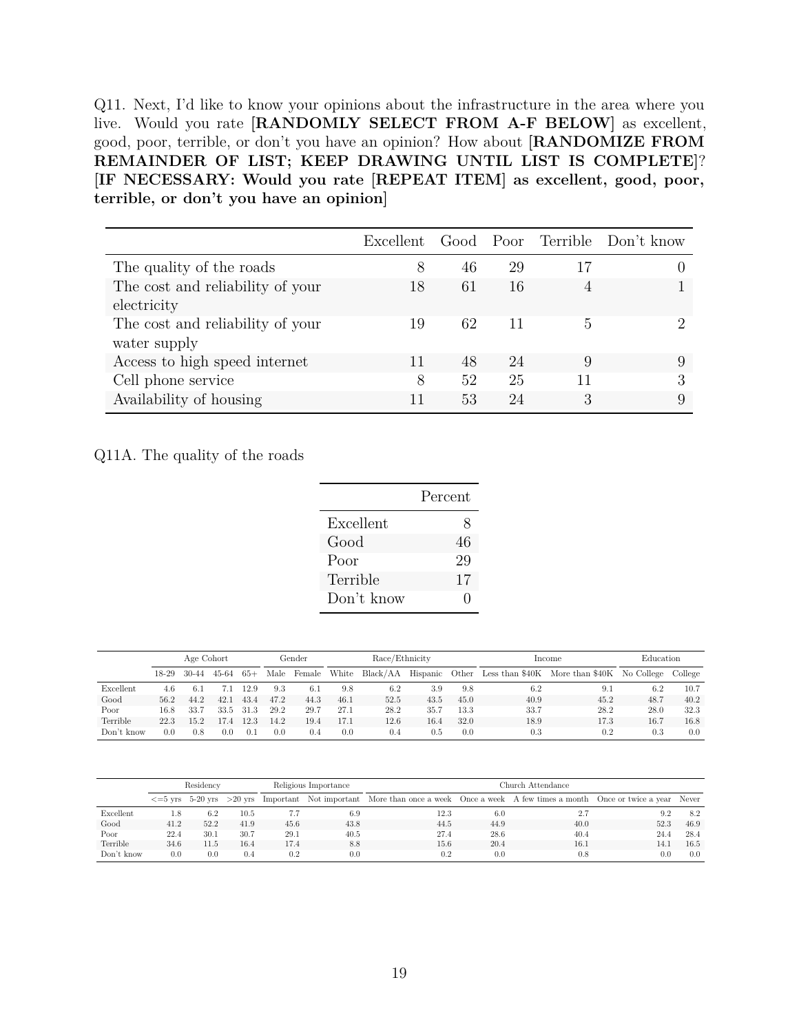Q11. Next, I'd like to know your opinions about the infrastructure in the area where you live. Would you rate [**RANDOMLY SELECT FROM A-F BELOW**] as excellent, good, poor, terrible, or don't you have an opinion? How about [**RANDOMIZE FROM REMAINDER OF LIST; KEEP DRAWING UNTIL LIST IS COMPLETE**]? [**IF NECESSARY: Would you rate [REPEAT ITEM] as excellent, good, poor, terrible, or don't you have an opinion**]

| | Excellent | Good | Poor | Terrible | Don't know |
|---|---|---|---|---|---|
| The quality of the roads | 8 | 46 | 29 | 17 | 0 |
| The cost and reliability of your electricity | 18 | 61 | 16 | 4 | 1 |
| The cost and reliability of your water supply | 19 | 62 | 11 | 5 | 2 |
| Access to high speed internet | 11 | 48 | 24 | 9 | 9 |
| Cell phone service | 8 | 52 | 25 | 11 | 3 |
| Availability of housing | 11 | 53 | 24 | 3 | 9 |

Q11A. The quality of the roads

| | Percent |
|---|---|
| Excellent | 8 |
| Good | 46 |
| Poor | 29 |
| Terrible | 17 |
| Don't know | 0 |

| | Age Cohort | | | | Gender | | Race/Ethnicity | | | | Income | | Education | |
|---|---|---|---|---|---|---|---|---|---|---|---|---|---|---|
| | 18-29 | 30-44 | 45-64 | 65+ | Male | Female | White | Black/AA | Hispanic | Other | Less than $40K | More than $40K | No College | College |
| Excellent | 4.6 | 6.1 | 7.1 | 12.9 | 9.3 | 6.1 | 9.8 | 6.2 | 3.9 | 9.8 | 6.2 | 9.1 | 6.2 | 10.7 |
| Good | 56.2 | 44.2 | 42.1 | 43.4 | 47.2 | 44.3 | 46.1 | 52.5 | 43.5 | 45.0 | 40.9 | 45.2 | 48.7 | 40.2 |
| Poor | 16.8 | 33.7 | 33.5 | 31.3 | 29.2 | 29.7 | 27.1 | 28.2 | 35.7 | 13.3 | 33.7 | 28.2 | 28.0 | 32.3 |
| Terrible | 22.3 | 15.2 | 17.4 | 12.3 | 14.2 | 19.4 | 17.1 | 12.6 | 16.4 | 32.0 | 18.9 | 17.3 | 16.7 | 16.8 |
| Don't know | 0.0 | 0.8 | 0.0 | 0.1 | 0.0 | 0.4 | 0.0 | 0.4 | 0.5 | 0.0 | 0.3 | 0.2 | 0.3 | 0.0 |

| | Residency | | | Religious Importance | | Church Attendance | | | | |
|---|---|---|---|---|---|---|---|---|---|---|
| | <=5 yrs | 5-20 yrs | >20 yrs | Important | Not important | More than once a week | Once a week | A few times a month | Once or twice a year | Never |
| Excellent | 1.8 | 6.2 | 10.5 | 7.7 | 6.9 | 12.3 | 6.0 | 2.7 | 9.2 | 8.2 |
| Good | 41.2 | 52.2 | 41.9 | 45.6 | 43.8 | 44.5 | 44.9 | 40.0 | 52.3 | 46.9 |
| Poor | 22.4 | 30.1 | 30.7 | 29.1 | 40.5 | 27.4 | 28.6 | 40.4 | 24.4 | 28.4 |
| Terrible | 34.6 | 11.5 | 16.4 | 17.4 | 8.8 | 15.6 | 20.4 | 16.1 | 14.1 | 16.5 |
| Don't know | 0.0 | 0.0 | 0.4 | 0.2 | 0.0 | 0.2 | 0.0 | 0.8 | 0.0 | 0.0 |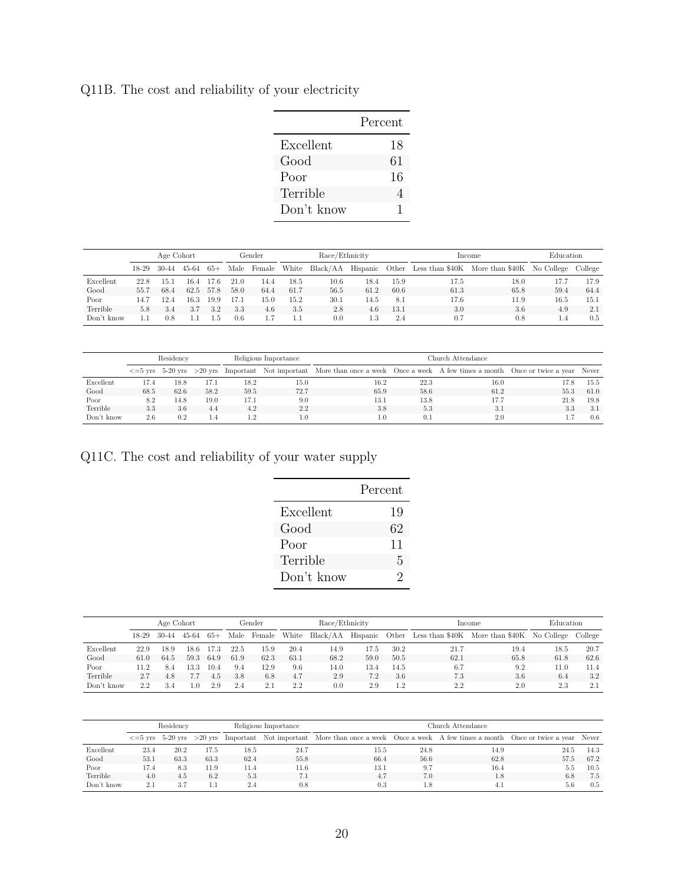Q11B. The cost and reliability of your electricity

| | Percent |
|---|---|
| Excellent | 18 |
| Good | 61 |
| Poor | 16 |
| Terrible | 4 |
| Don't know | 1 |

| | Age Cohort | | | | Gender | | Race/Ethnicity | | | | Income | | Education | |
|---|---|---|---|---|---|---|---|---|---|---|---|---|---|---|
| | 18-29 | 30-44 | 45-64 | 65+ | Male | Female | White | Black/AA | Hispanic | Other | Less than $40K | More than $40K | No College | College |
| Excellent | 22.8 | 15.1 | 16.4 | 17.6 | 21.0 | 14.4 | 18.5 | 10.6 | 18.4 | 15.9 | 17.5 | 18.0 | 17.7 | 17.9 |
| Good | 55.7 | 68.4 | 62.5 | 57.8 | 58.0 | 64.4 | 61.7 | 56.5 | 61.2 | 60.6 | 61.3 | 65.8 | 59.4 | 64.4 |
| Poor | 14.7 | 12.4 | 16.3 | 19.9 | 17.1 | 15.0 | 15.2 | 30.1 | 14.5 | 8.1 | 17.6 | 11.9 | 16.5 | 15.1 |
| Terrible | 5.8 | 3.4 | 3.7 | 3.2 | 3.3 | 4.6 | 3.5 | 2.8 | 4.6 | 13.1 | 3.0 | 3.6 | 4.9 | 2.1 |
| Don't know | 1.1 | 0.8 | 1.1 | 1.5 | 0.6 | 1.7 | 1.1 | 0.0 | 1.3 | 2.4 | 0.7 | 0.8 | 1.4 | 0.5 |

| | Residency | | | Religious Importance | | Church Attendance | | | | |
|---|---|---|---|---|---|---|---|---|---|---|
| | <=5 yrs | 5-20 yrs | >20 yrs | Important | Not important | More than once a week | Once a week | A few times a month | Once or twice a year | Never |
| Excellent | 17.4 | 18.8 | 17.1 | 18.2 | 15.0 | 16.2 | 22.3 | 16.0 | 17.8 | 15.5 |
| Good | 68.5 | 62.6 | 58.2 | 59.5 | 72.7 | 65.9 | 58.6 | 61.2 | 55.3 | 61.0 |
| Poor | 8.2 | 14.8 | 19.0 | 17.1 | 9.0 | 13.1 | 13.8 | 17.7 | 21.8 | 19.8 |
| Terrible | 3.3 | 3.6 | 4.4 | 4.2 | 2.2 | 3.8 | 5.3 | 3.1 | 3.3 | 3.1 |
| Don't know | 2.6 | 0.2 | 1.4 | 1.2 | 1.0 | 1.0 | 0.1 | 2.0 | 1.7 | 0.6 |

Q11C. The cost and reliability of your water supply

| | Percent |
|---|---|
| Excellent | 19 |
| Good | 62 |
| Poor | 11 |
| Terrible | 5 |
| Don't know | 2 |

| | Age Cohort | | | | Gender | | Race/Ethnicity | | | | Income | | Education | |
|---|---|---|---|---|---|---|---|---|---|---|---|---|---|---|
| | 18-29 | 30-44 | 45-64 | 65+ | Male | Female | White | Black/AA | Hispanic | Other | Less than $40K | More than $40K | No College | College |
| Excellent | 22.9 | 18.9 | 18.6 | 17.3 | 22.5 | 15.9 | 20.4 | 14.9 | 17.5 | 30.2 | 21.7 | 19.4 | 18.5 | 20.7 |
| Good | 61.0 | 64.5 | 59.3 | 64.9 | 61.9 | 62.3 | 63.1 | 68.2 | 59.0 | 50.5 | 62.1 | 65.8 | 61.8 | 62.6 |
| Poor | 11.2 | 8.4 | 13.3 | 10.4 | 9.4 | 12.9 | 9.6 | 14.0 | 13.4 | 14.5 | 6.7 | 9.2 | 11.0 | 11.4 |
| Terrible | 2.7 | 4.8 | 7.7 | 4.5 | 3.8 | 6.8 | 4.7 | 2.9 | 7.2 | 3.6 | 7.3 | 3.6 | 6.4 | 3.2 |
| Don't know | 2.2 | 3.4 | 1.0 | 2.9 | 2.4 | 2.1 | 2.2 | 0.0 | 2.9 | 1.2 | 2.2 | 2.0 | 2.3 | 2.1 |

| | Residency | | | Religious Importance | | Church Attendance | | | | |
|---|---|---|---|---|---|---|---|---|---|---|
| | <=5 yrs | 5-20 yrs | >20 yrs | Important | Not important | More than once a week | Once a week | A few times a month | Once or twice a year | Never |
| Excellent | 23.4 | 20.2 | 17.5 | 18.5 | 24.7 | 15.5 | 24.8 | 14.9 | 24.5 | 14.3 |
| Good | 53.1 | 63.3 | 63.3 | 62.4 | 55.8 | 66.4 | 56.6 | 62.8 | 57.5 | 67.2 |
| Poor | 17.4 | 8.3 | 11.9 | 11.4 | 11.6 | 13.1 | 9.7 | 16.4 | 5.5 | 10.5 |
| Terrible | 4.0 | 4.5 | 6.2 | 5.3 | 7.1 | 4.7 | 7.0 | 1.8 | 6.8 | 7.5 |
| Don't know | 2.1 | 3.7 | 1.1 | 2.4 | 0.8 | 0.3 | 1.8 | 4.1 | 5.6 | 0.5 |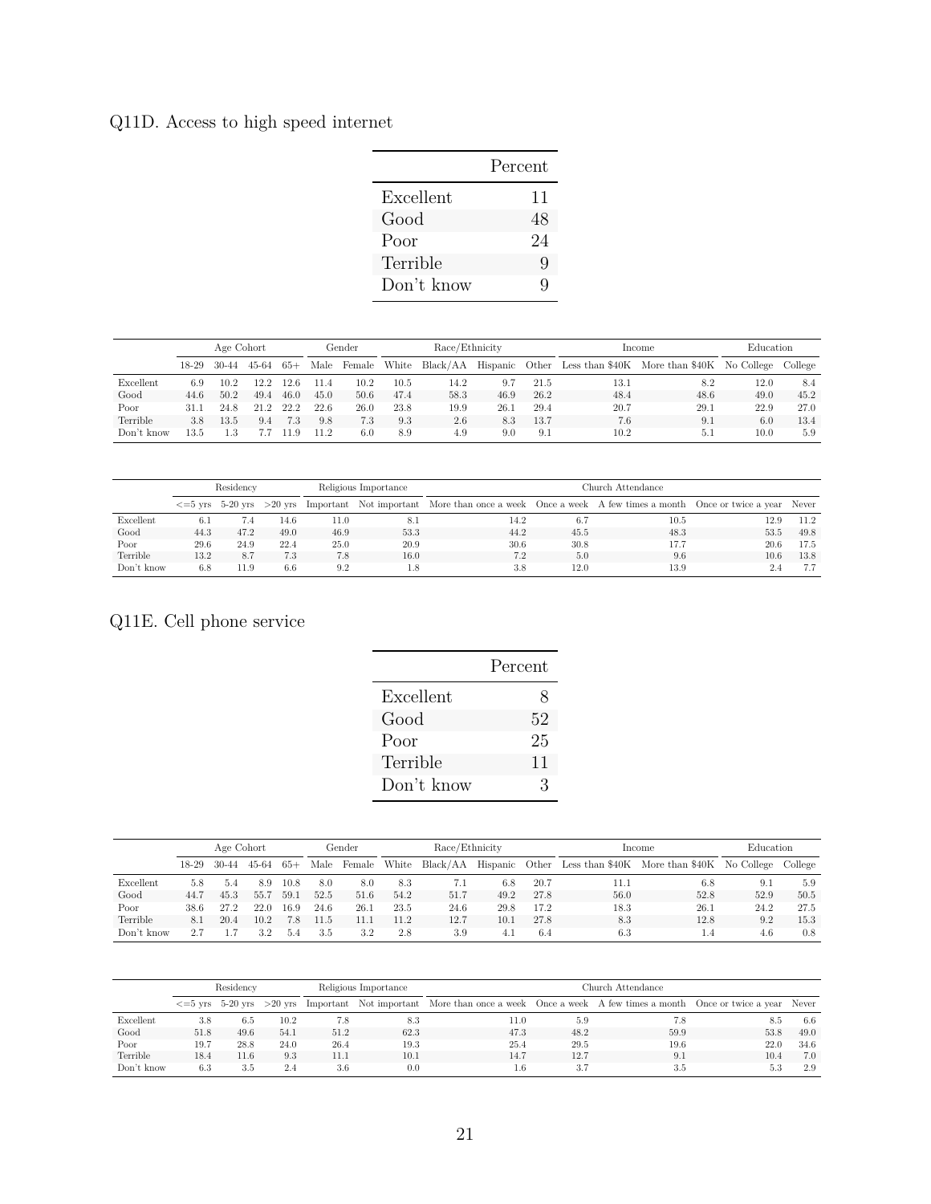Q11D. Access to high speed internet

| | Percent |
|---|---|
| Excellent | 11 |
| Good | 48 |
| Poor | 24 |
| Terrible | 9 |
| Don't know | 9 |

| | Age Cohort | | | | Gender | | Race/Ethnicity | | | | Income | | Education | |
|---|---|---|---|---|---|---|---|---|---|---|---|---|---|---|
| | 18-29 | 30-44 | 45-64 | 65+ | Male | Female | White | Black/AA | Hispanic | Other | Less than $40K | More than $40K | No College | College |
| Excellent | 6.9 | 10.2 | 12.2 | 12.6 | 11.4 | 10.2 | 10.5 | 14.2 | 9.7 | 21.5 | 13.1 | 8.2 | 12.0 | 8.4 |
| Good | 44.6 | 50.2 | 49.4 | 46.0 | 45.0 | 50.6 | 47.4 | 58.3 | 46.9 | 26.2 | 48.4 | 48.6 | 49.0 | 45.2 |
| Poor | 31.1 | 24.8 | 21.2 | 22.2 | 22.6 | 26.0 | 23.8 | 19.9 | 26.1 | 29.4 | 20.7 | 29.1 | 22.9 | 27.0 |
| Terrible | 3.8 | 13.5 | 9.4 | 7.3 | 9.8 | 7.3 | 9.3 | 2.6 | 8.3 | 13.7 | 7.6 | 9.1 | 6.0 | 13.4 |
| Don't know | 13.5 | 1.3 | 7.7 | 11.9 | 11.2 | 6.0 | 8.9 | 4.9 | 9.0 | 9.1 | 10.2 | 5.1 | 10.0 | 5.9 |

| | Residency | | | Religious Importance | | Church Attendance | | | | |
|---|---|---|---|---|---|---|---|---|---|---|
| | <=5 yrs | 5-20 yrs | >20 yrs | Important | Not important | More than once a week | Once a week | A few times a month | Once or twice a year | Never |
| Excellent | 6.1 | 7.4 | 14.6 | 11.0 | 8.1 | 14.2 | 6.7 | 10.5 | 12.9 | 11.2 |
| Good | 44.3 | 47.2 | 49.0 | 46.9 | 53.3 | 44.2 | 45.5 | 48.3 | 53.5 | 49.8 |
| Poor | 29.6 | 24.9 | 22.4 | 25.0 | 20.9 | 30.6 | 30.8 | 17.7 | 20.6 | 17.5 |
| Terrible | 13.2 | 8.7 | 7.3 | 7.8 | 16.0 | 7.2 | 5.0 | 9.6 | 10.6 | 13.8 |
| Don't know | 6.8 | 11.9 | 6.6 | 9.2 | 1.8 | 3.8 | 12.0 | 13.9 | 2.4 | 7.7 |

Q11E. Cell phone service

| | Percent |
|---|---|
| Excellent | 8 |
| Good | 52 |
| Poor | 25 |
| Terrible | 11 |
| Don't know | 3 |

| | Age Cohort | | | | Gender | | Race/Ethnicity | | | | Income | | Education | |
|---|---|---|---|---|---|---|---|---|---|---|---|---|---|---|
| | 18-29 | 30-44 | 45-64 | 65+ | Male | Female | White | Black/AA | Hispanic | Other | Less than $40K | More than $40K | No College | College |
| Excellent | 5.8 | 5.4 | 8.9 | 10.8 | 8.0 | 8.0 | 8.3 | 7.1 | 6.8 | 20.7 | 11.1 | 6.8 | 9.1 | 5.9 |
| Good | 44.7 | 45.3 | 55.7 | 59.1 | 52.5 | 51.6 | 54.2 | 51.7 | 49.2 | 27.8 | 56.0 | 52.8 | 52.9 | 50.5 |
| Poor | 38.6 | 27.2 | 22.0 | 16.9 | 24.6 | 26.1 | 23.5 | 24.6 | 29.8 | 17.2 | 18.3 | 26.1 | 24.2 | 27.5 |
| Terrible | 8.1 | 20.4 | 10.2 | 7.8 | 11.5 | 11.1 | 11.2 | 12.7 | 10.1 | 27.8 | 8.3 | 12.8 | 9.2 | 15.3 |
| Don't know | 2.7 | 1.7 | 3.2 | 5.4 | 3.5 | 3.2 | 2.8 | 3.9 | 4.1 | 6.4 | 6.3 | 1.4 | 4.6 | 0.8 |

| | Residency | | | Religious Importance | | Church Attendance | | | | |
|---|---|---|---|---|---|---|---|---|---|---|
| | <=5 yrs | 5-20 yrs | >20 yrs | Important | Not important | More than once a week | Once a week | A few times a month | Once or twice a year | Never |
| Excellent | 3.8 | 6.5 | 10.2 | 7.8 | 8.3 | 11.0 | 5.9 | 7.8 | 8.5 | 6.6 |
| Good | 51.8 | 49.6 | 54.1 | 51.2 | 62.3 | 47.3 | 48.2 | 59.9 | 53.8 | 49.0 |
| Poor | 19.7 | 28.8 | 24.0 | 26.4 | 19.3 | 25.4 | 29.5 | 19.6 | 22.0 | 34.6 |
| Terrible | 18.4 | 11.6 | 9.3 | 11.1 | 10.1 | 14.7 | 12.7 | 9.1 | 10.4 | 7.0 |
| Don't know | 6.3 | 3.5 | 2.4 | 3.6 | 0.0 | 1.6 | 3.7 | 3.5 | 5.3 | 2.9 |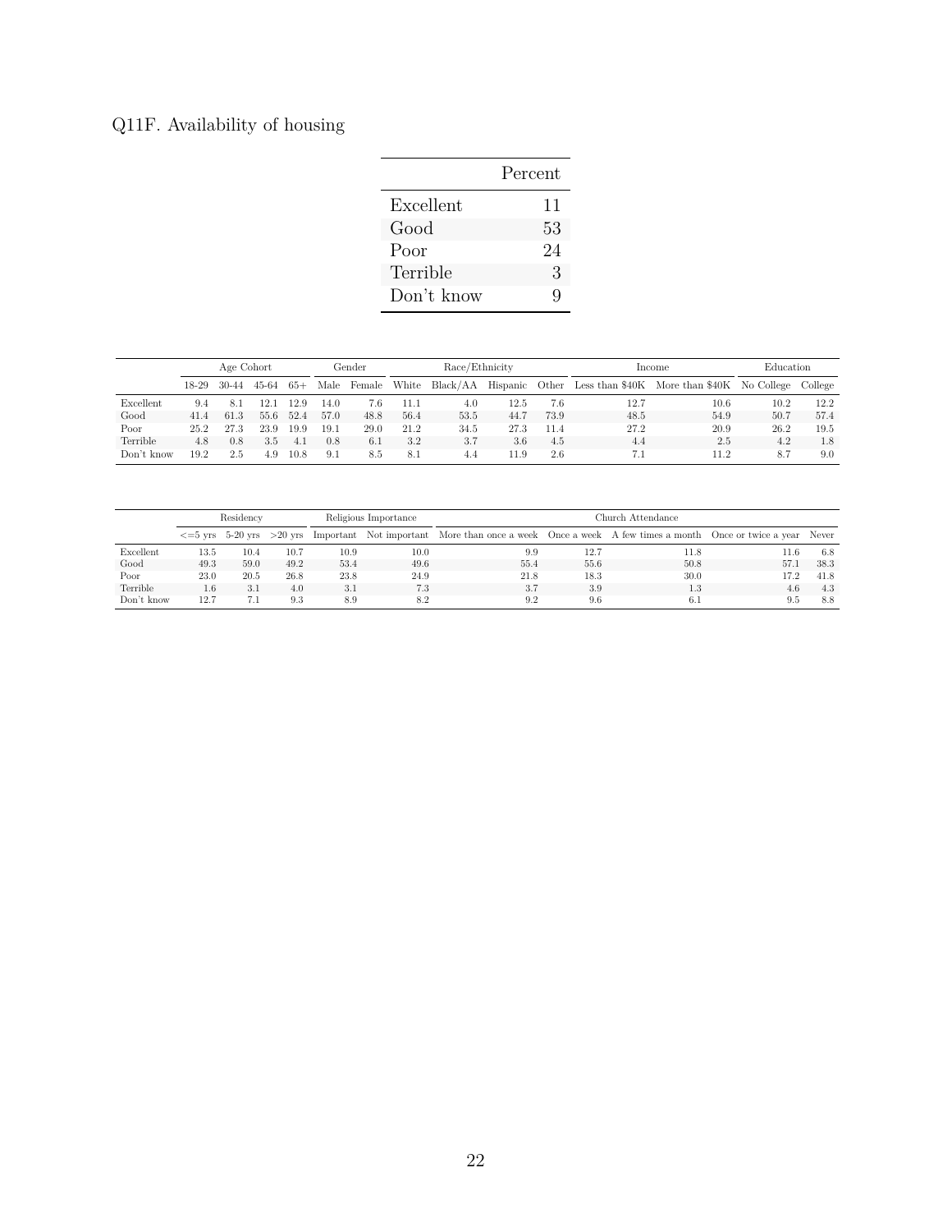Q11F. Availability of housing

| | Percent |
|---|---|
| Excellent | 11 |
| Good | 53 |
| Poor | 24 |
| Terrible | 3 |
| Don't know | 9 |

| | Age Cohort | | | | Gender | | Race/Ethnicity | | | | Income | | Education | |
|---|---|---|---|---|---|---|---|---|---|---|---|---|---|---|
| | 18-29 | 30-44 | 45-64 | 65+ | Male | Female | White | Black/AA | Hispanic | Other | Less than $40K | More than $40K | No College | College |
| Excellent | 9.4 | 8.1 | 12.1 | 12.9 | 14.0 | 7.6 | 11.1 | 4.0 | 12.5 | 7.6 | 12.7 | 10.6 | 10.2 | 12.2 |
| Good | 41.4 | 61.3 | 55.6 | 52.4 | 57.0 | 48.8 | 56.4 | 53.5 | 44.7 | 73.9 | 48.5 | 54.9 | 50.7 | 57.4 |
| Poor | 25.2 | 27.3 | 23.9 | 19.9 | 19.1 | 29.0 | 21.2 | 34.5 | 27.3 | 11.4 | 27.2 | 20.9 | 26.2 | 19.5 |
| Terrible | 4.8 | 0.8 | 3.5 | 4.1 | 0.8 | 6.1 | 3.2 | 3.7 | 3.6 | 4.5 | 4.4 | 2.5 | 4.2 | 1.8 |
| Don't know | 19.2 | 2.5 | 4.9 | 10.8 | 9.1 | 8.5 | 8.1 | 4.4 | 11.9 | 2.6 | 7.1 | 11.2 | 8.7 | 9.0 |

| | Residency | | | Religious Importance | | Church Attendance | | | | |
|---|---|---|---|---|---|---|---|---|---|---|
| | <=5 yrs | 5-20 yrs | >20 yrs | Important | Not important | More than once a week | Once a week | A few times a month | Once or twice a year | Never |
| Excellent | 13.5 | 10.4 | 10.7 | 10.9 | 10.0 | 9.9 | 12.7 | 11.8 | 11.6 | 6.8 |
| Good | 49.3 | 59.0 | 49.2 | 53.4 | 49.6 | 55.4 | 55.6 | 50.8 | 57.1 | 38.3 |
| Poor | 23.0 | 20.5 | 26.8 | 23.8 | 24.9 | 21.8 | 18.3 | 30.0 | 17.2 | 41.8 |
| Terrible | 1.6 | 3.1 | 4.0 | 3.1 | 7.3 | 3.7 | 3.9 | 1.3 | 4.6 | 4.3 |
| Don't know | 12.7 | 7.1 | 9.3 | 8.9 | 8.2 | 9.2 | 9.6 | 6.1 | 9.5 | 8.8 |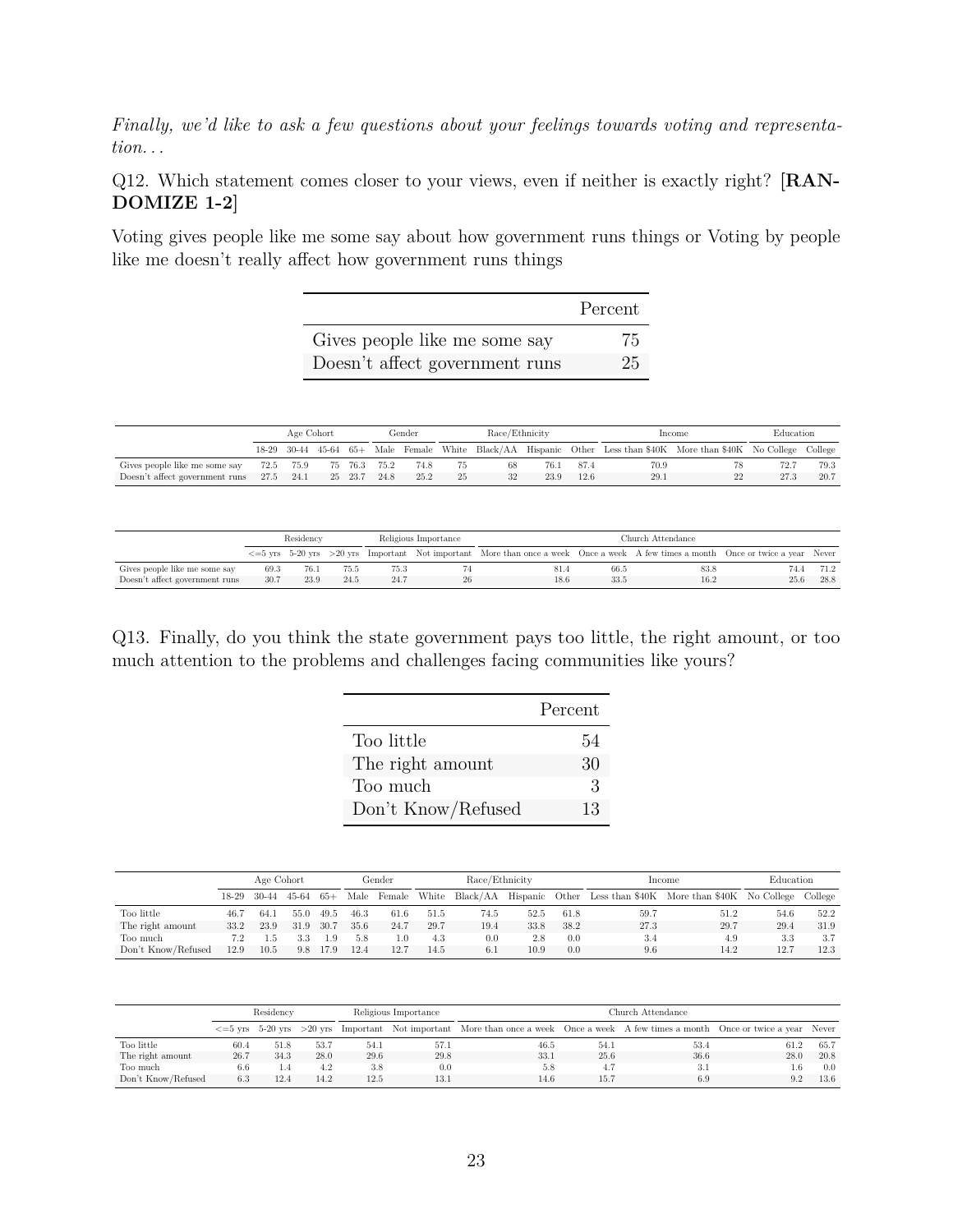*Finally, we'd like to ask a few questions about your feelings towards voting and representation...*

Q12. Which statement comes closer to your views, even if neither is exactly right? [**RANDOMIZE 1-2**]

Voting gives people like me some say about how government runs things or Voting by people like me doesn't really affect how government runs things

| | Percent |
|---|---|
| Gives people like me some say | 75 |
| Doesn't affect government runs | 25 |

| | Age Cohort | | | | Gender | | Race/Ethnicity | | | | Income | | Education | |
|---|---|---|---|---|---|---|---|---|---|---|---|---|---|---|
| | 18-29 | 30-44 | 45-64 | 65+ | Male | Female | White | Black/AA | Hispanic | Other | Less than $40K | More than $40K | No College | College |
| Gives people like me some say | 72.5 | 75.9 | 75 | 76.3 | 75.2 | 74.8 | 75 | 68 | 76.1 | 87.4 | 70.9 | 78 | 72.7 | 79.3 |
| Doesn't affect government runs | 27.5 | 24.1 | 25 | 23.7 | 24.8 | 25.2 | 25 | 32 | 23.9 | 12.6 | 29.1 | 22 | 27.3 | 20.7 |

| | Residency | | | Religious Importance | | Church Attendance | | | | |
|---|---|---|---|---|---|---|---|---|---|---|
| | <=5 yrs | 5-20 yrs | >20 yrs | Important | Not important | More than once a week | Once a week | A few times a month | Once or twice a year | Never |
| Gives people like me some say | 69.3 | 76.1 | 75.5 | 75.3 | 74 | 81.4 | 66.5 | 83.8 | 74.4 | 71.2 |
| Doesn't affect government runs | 30.7 | 23.9 | 24.5 | 24.7 | 26 | 18.6 | 33.5 | 16.2 | 25.6 | 28.8 |

Q13. Finally, do you think the state government pays too little, the right amount, or too much attention to the problems and challenges facing communities like yours?

| | Percent |
|---|---|
| Too little | 54 |
| The right amount | 30 |
| Too much | 3 |
| Don't Know/Refused | 13 |

| | Age Cohort | | | | Gender | | Race/Ethnicity | | | | Income | | Education | |
|---|---|---|---|---|---|---|---|---|---|---|---|---|---|---|
| | 18-29 | 30-44 | 45-64 | 65+ | Male | Female | White | Black/AA | Hispanic | Other | Less than $40K | More than $40K | No College | College |
| Too little | 46.7 | 64.1 | 55.0 | 49.5 | 46.3 | 61.6 | 51.5 | 74.5 | 52.5 | 61.8 | 59.7 | 51.2 | 54.6 | 52.2 |
| The right amount | 33.2 | 23.9 | 31.9 | 30.7 | 35.6 | 24.7 | 29.7 | 19.4 | 33.8 | 38.2 | 27.3 | 29.7 | 29.4 | 31.9 |
| Too much | 7.2 | 1.5 | 3.3 | 1.9 | 5.8 | 1.0 | 4.3 | 0.0 | 2.8 | 0.0 | 3.4 | 4.9 | 3.3 | 3.7 |
| Don't Know/Refused | 12.9 | 10.5 | 9.8 | 17.9 | 12.4 | 12.7 | 14.5 | 6.1 | 10.9 | 0.0 | 9.6 | 14.2 | 12.7 | 12.3 |

| | Residency | | | Religious Importance | | Church Attendance | | | | |
|---|---|---|---|---|---|---|---|---|---|---|
| | <=5 yrs | 5-20 yrs | >20 yrs | Important | Not important | More than once a week | Once a week | A few times a month | Once or twice a year | Never |
| Too little | 60.4 | 51.8 | 53.7 | 54.1 | 57.1 | 46.5 | 54.1 | 53.4 | 61.2 | 65.7 |
| The right amount | 26.7 | 34.3 | 28.0 | 29.6 | 29.8 | 33.1 | 25.6 | 36.6 | 28.0 | 20.8 |
| Too much | 6.6 | 1.4 | 4.2 | 3.8 | 0.0 | 5.8 | 4.7 | 3.1 | 1.6 | 0.0 |
| Don't Know/Refused | 6.3 | 12.4 | 14.2 | 12.5 | 13.1 | 14.6 | 15.7 | 6.9 | 9.2 | 13.6 |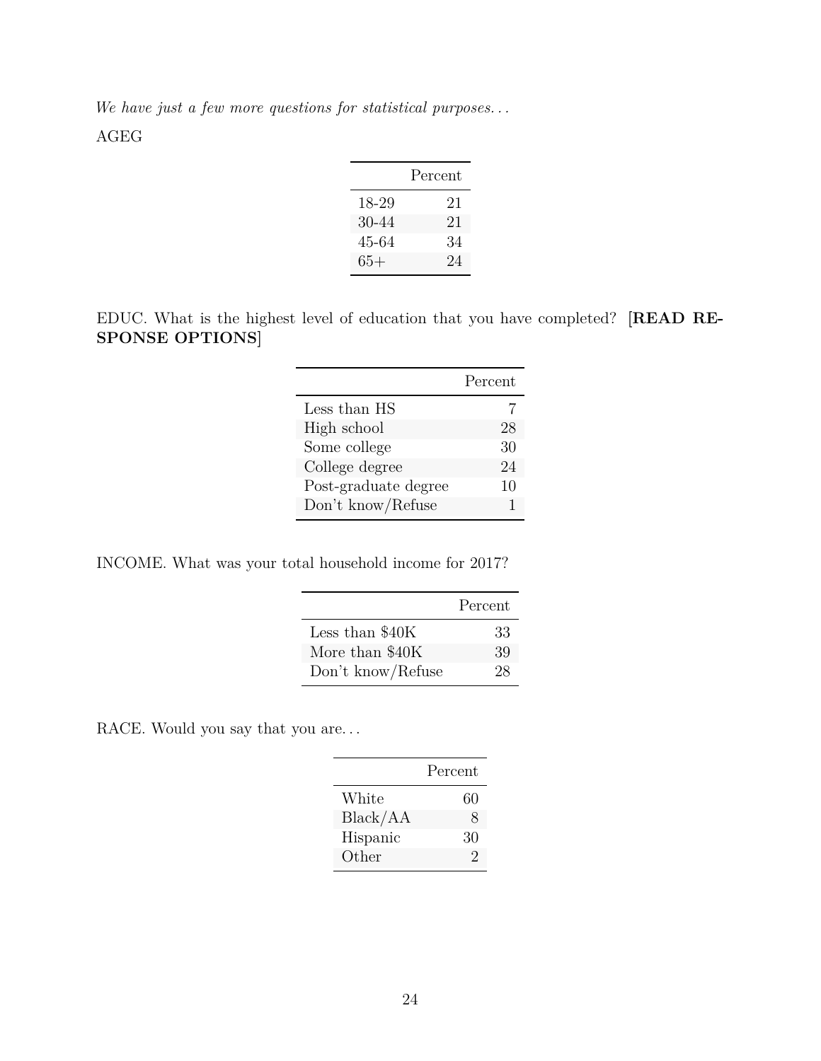*We have just a few more questions for statistical purposes. . .*

AGEG

| | Percent |
|---|---|
| 18-29 | 21 |
| 30-44 | 21 |
| 45-64 | 34 |
| 65+ | 24 |

EDUC. What is the highest level of education that you have completed? **[READ RESPONSE OPTIONS]**

| | Percent |
|---|---|
| Less than HS | 7 |
| High school | 28 |
| Some college | 30 |
| College degree | 24 |
| Post-graduate degree | 10 |
| Don't know/Refuse | 1 |

INCOME. What was your total household income for 2017?

| | Percent |
|---|---|
| Less than $40K | 33 |
| More than $40K | 39 |
| Don't know/Refuse | 28 |

RACE. Would you say that you are. . .

| | Percent |
|---|---|
| White | 60 |
| Black/AA | 8 |
| Hispanic | 30 |
| Other | 2 |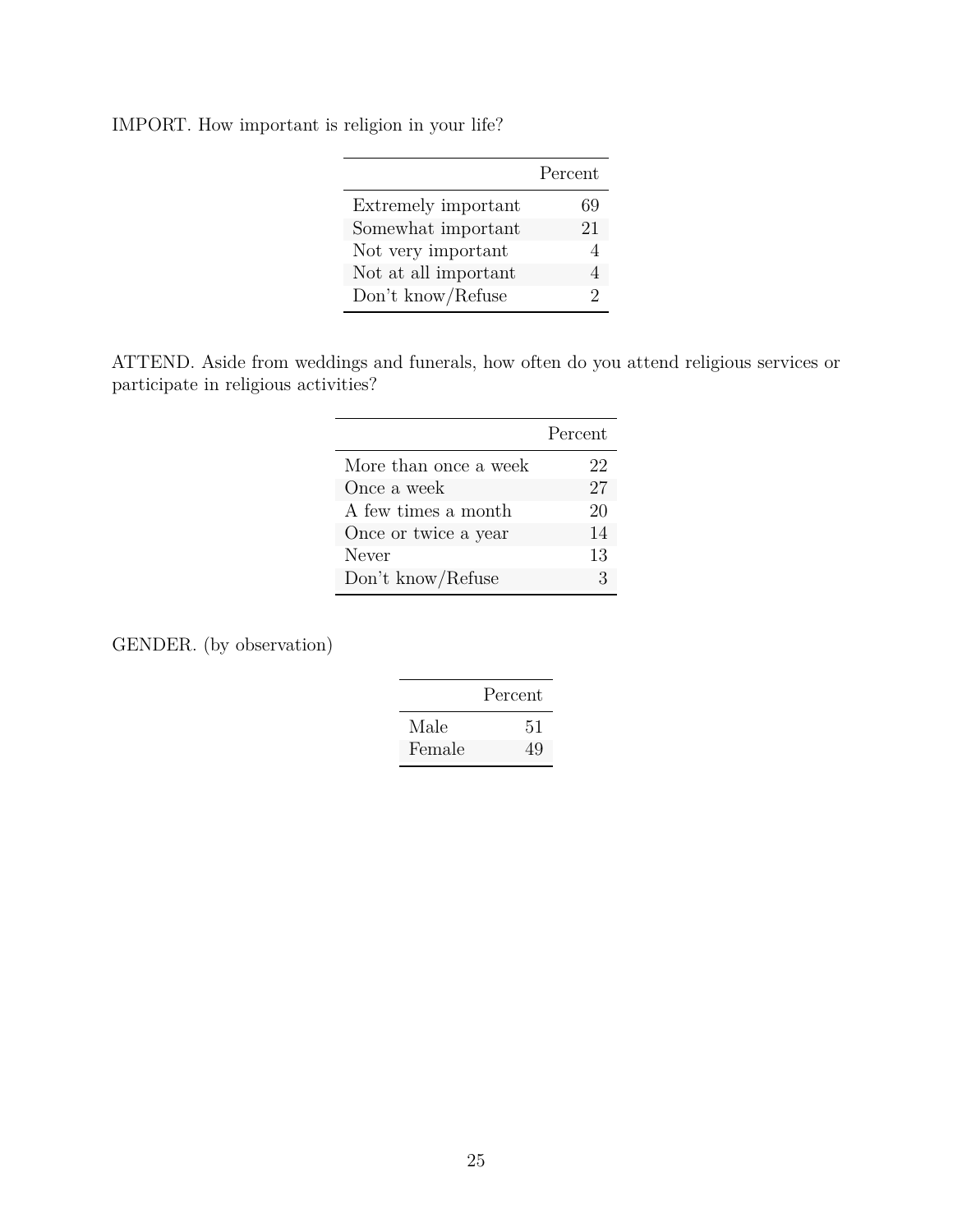IMPORT. How important is religion in your life?

| | Percent |
|---|---|
| Extremely important | 69 |
| Somewhat important | 21 |
| Not very important | 4 |
| Not at all important | 4 |
| Don't know/Refuse | 2 |

ATTEND. Aside from weddings and funerals, how often do you attend religious services or participate in religious activities?

| | Percent |
|---|---|
| More than once a week | 22 |
| Once a week | 27 |
| A few times a month | 20 |
| Once or twice a year | 14 |
| Never | 13 |
| Don't know/Refuse | 3 |

GENDER. (by observation)

| | Percent |
|---|---|
| Male | 51 |
| Female | 49 |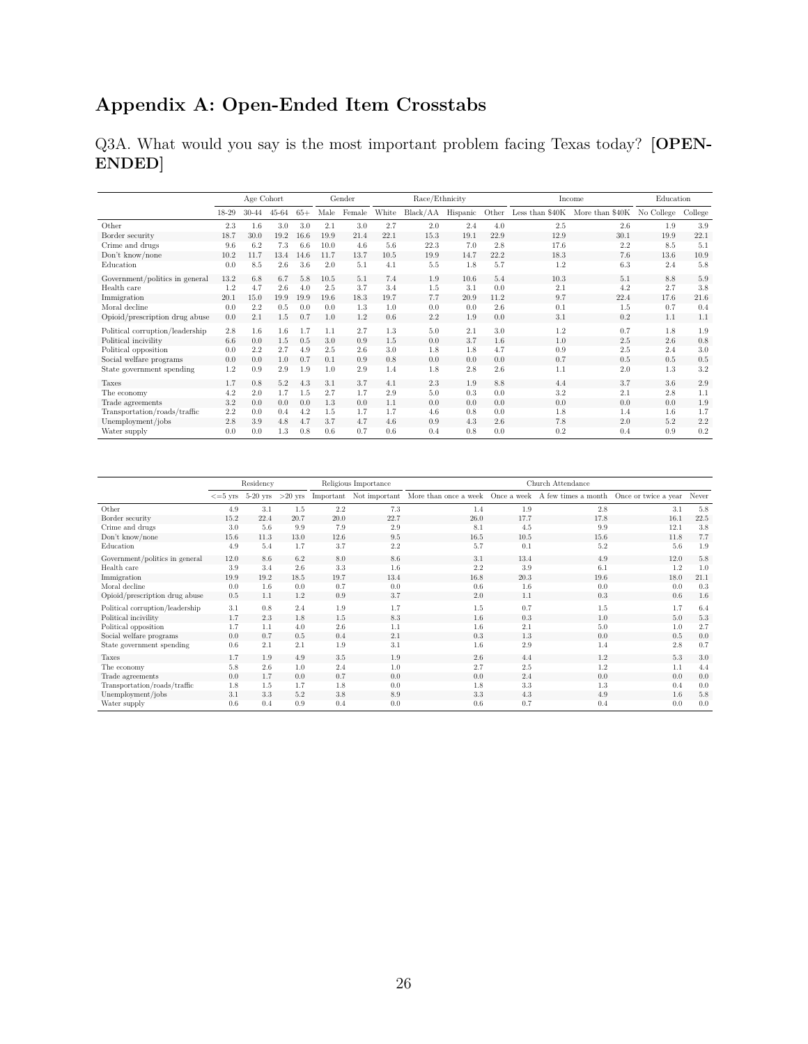# Appendix A: Open-Ended Item Crosstabs

Q3A. What would you say is the most important problem facing Texas today? [**OPEN-ENDED**]

| | Age Cohort | | | | Gender | | Race/Ethnicity | | | | Income | | Education | |
|---|---|---|---|---|---|---|---|---|---|---|---|---|---|---|
| | 18-29 | 30-44 | 45-64 | 65+ | Male | Female | White | Black/AA | Hispanic | Other | Less than $40K | More than $40K | No College | College |
| Other | 2.3 | 1.6 | 3.0 | 3.0 | 2.1 | 3.0 | 2.7 | 2.0 | 2.4 | 4.0 | 2.5 | 2.6 | 1.9 | 3.9 |
| Border security | 18.7 | 30.0 | 19.2 | 16.6 | 19.9 | 21.4 | 22.1 | 15.3 | 19.1 | 22.9 | 12.9 | 30.1 | 19.9 | 22.1 |
| Crime and drugs | 9.6 | 6.2 | 7.3 | 6.6 | 10.0 | 4.6 | 5.6 | 22.3 | 7.0 | 2.8 | 17.6 | 2.2 | 8.5 | 5.1 |
| Don't know/none | 10.2 | 11.7 | 13.4 | 14.6 | 11.7 | 13.7 | 10.5 | 19.9 | 14.7 | 22.2 | 18.3 | 7.6 | 13.6 | 10.9 |
| Education | 0.0 | 8.5 | 2.6 | 3.6 | 2.0 | 5.1 | 4.1 | 5.5 | 1.8 | 5.7 | 1.2 | 6.3 | 2.4 | 5.8 |
| Government/politics in general | 13.2 | 6.8 | 6.7 | 5.8 | 10.5 | 5.1 | 7.4 | 1.9 | 10.6 | 5.4 | 10.3 | 5.1 | 8.8 | 5.9 |
| Health care | 1.2 | 4.7 | 2.6 | 4.0 | 2.5 | 3.7 | 3.4 | 1.5 | 3.1 | 0.0 | 2.1 | 4.2 | 2.7 | 3.8 |
| Immigration | 20.1 | 15.0 | 19.9 | 19.9 | 19.6 | 18.3 | 19.7 | 7.7 | 20.9 | 11.2 | 9.7 | 22.4 | 17.6 | 21.6 |
| Moral decline | 0.0 | 2.2 | 0.5 | 0.0 | 0.0 | 1.3 | 1.0 | 0.0 | 0.0 | 2.6 | 0.1 | 1.5 | 0.7 | 0.4 |
| Opioid/prescription drug abuse | 0.0 | 2.1 | 1.5 | 0.7 | 1.0 | 1.2 | 0.6 | 2.2 | 1.9 | 0.0 | 3.1 | 0.2 | 1.1 | 1.1 |
| Political corruption/leadership | 2.8 | 1.6 | 1.6 | 1.7 | 1.1 | 2.7 | 1.3 | 5.0 | 2.1 | 3.0 | 1.2 | 0.7 | 1.8 | 1.9 |
| Political incivility | 6.6 | 0.0 | 1.5 | 0.5 | 3.0 | 0.9 | 1.5 | 0.0 | 3.7 | 1.6 | 1.0 | 2.5 | 2.6 | 0.8 |
| Political opposition | 0.0 | 2.2 | 2.7 | 4.9 | 2.5 | 2.6 | 3.0 | 1.8 | 1.8 | 4.7 | 0.9 | 2.5 | 2.4 | 3.0 |
| Social welfare programs | 0.0 | 0.0 | 1.0 | 0.7 | 0.1 | 0.9 | 0.8 | 0.0 | 0.0 | 0.0 | 0.7 | 0.5 | 0.5 | 0.5 |
| State government spending | 1.2 | 0.9 | 2.9 | 1.9 | 1.0 | 2.9 | 1.4 | 1.8 | 2.8 | 2.6 | 1.1 | 2.0 | 1.3 | 3.2 |
| Taxes | 1.7 | 0.8 | 5.2 | 4.3 | 3.1 | 3.7 | 4.1 | 2.3 | 1.9 | 8.8 | 4.4 | 3.7 | 3.6 | 2.9 |
| The economy | 4.2 | 2.0 | 1.7 | 1.5 | 2.7 | 1.7 | 2.9 | 5.0 | 0.3 | 0.0 | 3.2 | 2.1 | 2.8 | 1.1 |
| Trade agreements | 3.2 | 0.0 | 0.0 | 0.0 | 1.3 | 0.0 | 1.1 | 0.0 | 0.0 | 0.0 | 0.0 | 0.0 | 0.0 | 1.9 |
| Transportation/roads/traffic | 2.2 | 0.0 | 0.4 | 4.2 | 1.5 | 1.7 | 1.7 | 4.6 | 0.8 | 0.0 | 1.8 | 1.4 | 1.6 | 1.7 |
| Unemployment/jobs | 2.8 | 3.9 | 4.8 | 4.7 | 3.7 | 4.7 | 4.6 | 0.9 | 4.3 | 2.6 | 7.8 | 2.0 | 5.2 | 2.2 |
| Water supply | 0.0 | 0.0 | 1.3 | 0.8 | 0.6 | 0.7 | 0.6 | 0.4 | 0.8 | 0.0 | 0.2 | 0.4 | 0.9 | 0.2 |

| | Residency | | | Religious Importance | | Church Attendance | | | | |
|---|---|---|---|---|---|---|---|---|---|---|
| | <=5 yrs | 5-20 yrs | >20 yrs | Important | Not important | More than once a week | Once a week | A few times a month | Once or twice a year | Never |
| Other | 4.9 | 3.1 | 1.5 | 2.2 | 7.3 | 1.4 | 1.9 | 2.8 | 3.1 | 5.8 |
| Border security | 15.2 | 22.4 | 20.7 | 20.0 | 22.7 | 26.0 | 17.7 | 17.8 | 16.1 | 22.5 |
| Crime and drugs | 3.0 | 5.6 | 9.9 | 7.9 | 2.9 | 8.1 | 4.5 | 9.9 | 12.1 | 3.8 |
| Don't know/none | 15.6 | 11.3 | 13.0 | 12.6 | 9.5 | 16.5 | 10.5 | 15.6 | 11.8 | 7.7 |
| Education | 4.9 | 5.4 | 1.7 | 3.7 | 2.2 | 5.7 | 0.1 | 5.2 | 5.6 | 1.9 |
| Government/politics in general | 12.0 | 8.6 | 6.2 | 8.0 | 8.6 | 3.1 | 13.4 | 4.9 | 12.0 | 5.8 |
| Health care | 3.9 | 3.4 | 2.6 | 3.3 | 1.6 | 2.2 | 3.9 | 6.1 | 1.2 | 1.0 |
| Immigration | 19.9 | 19.2 | 18.5 | 19.7 | 13.4 | 16.8 | 20.3 | 19.6 | 18.0 | 21.1 |
| Moral decline | 0.0 | 1.6 | 0.0 | 0.7 | 0.0 | 0.6 | 1.6 | 0.0 | 0.0 | 0.3 |
| Opioid/prescription drug abuse | 0.5 | 1.1 | 1.2 | 0.9 | 3.7 | 2.0 | 1.1 | 0.3 | 0.6 | 1.6 |
| Political corruption/leadership | 3.1 | 0.8 | 2.4 | 1.9 | 1.7 | 1.5 | 0.7 | 1.5 | 1.7 | 6.4 |
| Political incivility | 1.7 | 2.3 | 1.8 | 1.5 | 8.3 | 1.6 | 0.3 | 1.0 | 5.0 | 5.3 |
| Political opposition | 1.7 | 1.1 | 4.0 | 2.6 | 1.1 | 1.6 | 2.1 | 5.0 | 1.0 | 2.7 |
| Social welfare programs | 0.0 | 0.7 | 0.5 | 0.4 | 2.1 | 0.3 | 1.3 | 0.0 | 0.5 | 0.0 |
| State government spending | 0.6 | 2.1 | 2.1 | 1.9 | 3.1 | 1.6 | 2.9 | 1.4 | 2.8 | 0.7 |
| Taxes | 1.7 | 1.9 | 4.9 | 3.5 | 1.9 | 2.6 | 4.4 | 1.2 | 5.3 | 3.0 |
| The economy | 5.8 | 2.6 | 1.0 | 2.4 | 1.0 | 2.7 | 2.5 | 1.2 | 1.1 | 4.4 |
| Trade agreements | 0.0 | 1.7 | 0.0 | 0.7 | 0.0 | 0.0 | 2.4 | 0.0 | 0.0 | 0.0 |
| Transportation/roads/traffic | 1.8 | 1.5 | 1.7 | 1.8 | 0.0 | 1.8 | 3.3 | 1.3 | 0.4 | 0.0 |
| Unemployment/jobs | 3.1 | 3.3 | 5.2 | 3.8 | 8.9 | 3.3 | 4.3 | 4.9 | 1.6 | 5.8 |
| Water supply | 0.6 | 0.4 | 0.9 | 0.4 | 0.0 | 0.6 | 0.7 | 0.4 | 0.0 | 0.0 |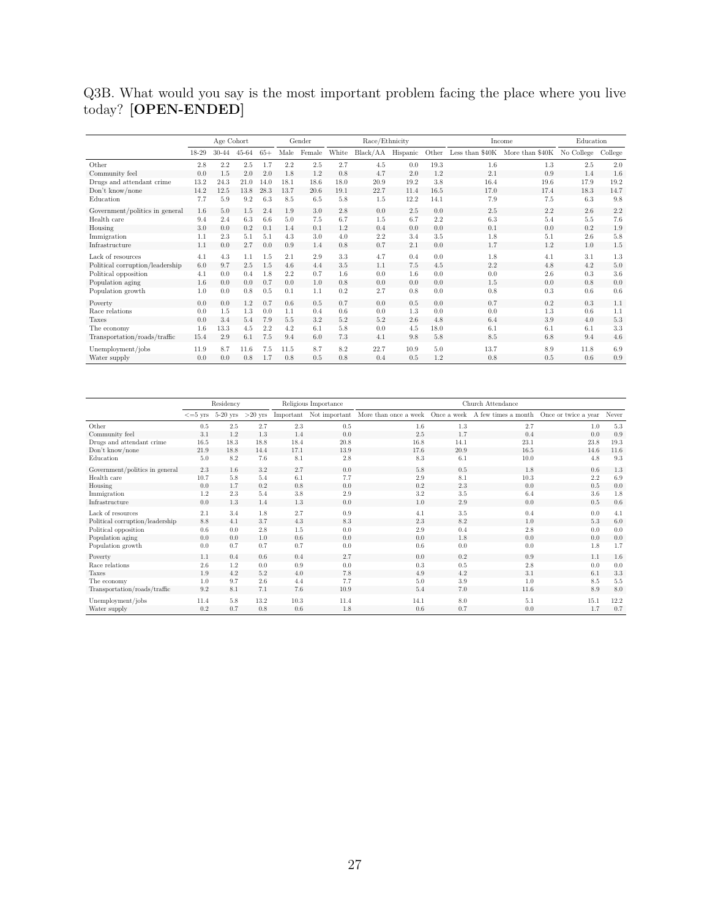Q3B. What would you say is the most important problem facing the place where you live today? [**OPEN-ENDED**]

| | Age Cohort | | | | Gender | | Race/Ethnicity | | | | Income | | Education | |
|---|---|---|---|---|---|---|---|---|---|---|---|---|---|---|
| | 18-29 | 30-44 | 45-64 | 65+ | Male | Female | White | Black/AA | Hispanic | Other | Less than $40K | More than $40K | No College | College |
| Other | 2.8 | 2.2 | 2.5 | 1.7 | 2.2 | 2.5 | 2.7 | 4.5 | 0.0 | 19.3 | 1.6 | 1.3 | 2.5 | 2.0 |
| Community feel | 0.0 | 1.5 | 2.0 | 2.0 | 1.8 | 1.2 | 0.8 | 4.7 | 2.0 | 1.2 | 2.1 | 0.9 | 1.4 | 1.6 |
| Drugs and attendant crime | 13.2 | 24.3 | 21.0 | 14.0 | 18.1 | 18.6 | 18.0 | 20.9 | 19.2 | 3.8 | 16.4 | 19.6 | 17.9 | 19.2 |
| Don't know/none | 14.2 | 12.5 | 13.8 | 28.3 | 13.7 | 20.6 | 19.1 | 22.7 | 11.4 | 16.5 | 17.0 | 17.4 | 18.3 | 14.7 |
| Education | 7.7 | 5.9 | 9.2 | 6.3 | 8.5 | 6.5 | 5.8 | 1.5 | 12.2 | 14.1 | 7.9 | 7.5 | 6.3 | 9.8 |
| Government/politics in general | 1.6 | 5.0 | 1.5 | 2.4 | 1.9 | 3.0 | 2.8 | 0.0 | 2.5 | 0.0 | 2.5 | 2.2 | 2.6 | 2.2 |
| Health care | 9.4 | 2.4 | 6.3 | 6.6 | 5.0 | 7.5 | 6.7 | 1.5 | 6.7 | 2.2 | 6.3 | 5.4 | 5.5 | 7.6 |
| Housing | 3.0 | 0.0 | 0.2 | 0.1 | 1.4 | 0.1 | 1.2 | 0.4 | 0.0 | 0.0 | 0.1 | 0.0 | 0.2 | 1.9 |
| Immigration | 1.1 | 2.3 | 5.1 | 5.1 | 4.3 | 3.0 | 4.0 | 2.2 | 3.4 | 3.5 | 1.8 | 5.1 | 2.6 | 5.8 |
| Infrastructure | 1.1 | 0.0 | 2.7 | 0.0 | 0.9 | 1.4 | 0.8 | 0.7 | 2.1 | 0.0 | 1.7 | 1.2 | 1.0 | 1.5 |
| Lack of resources | 4.1 | 4.3 | 1.1 | 1.5 | 2.1 | 2.9 | 3.3 | 4.7 | 0.4 | 0.0 | 1.8 | 4.1 | 3.1 | 1.3 |
| Political corruption/leadership | 6.0 | 9.7 | 2.5 | 1.5 | 4.6 | 4.4 | 3.5 | 1.1 | 7.5 | 4.5 | 2.2 | 4.8 | 4.2 | 5.0 |
| Political opposition | 4.1 | 0.0 | 0.4 | 1.8 | 2.2 | 0.7 | 1.6 | 0.0 | 1.6 | 0.0 | 0.0 | 2.6 | 0.3 | 3.6 |
| Population aging | 1.6 | 0.0 | 0.0 | 0.7 | 0.0 | 1.0 | 0.8 | 0.0 | 0.0 | 0.0 | 1.5 | 0.0 | 0.8 | 0.0 |
| Population growth | 1.0 | 0.0 | 0.8 | 0.5 | 0.1 | 1.1 | 0.2 | 2.7 | 0.8 | 0.0 | 0.8 | 0.3 | 0.6 | 0.6 |
| Poverty | 0.0 | 0.0 | 1.2 | 0.7 | 0.6 | 0.5 | 0.7 | 0.0 | 0.5 | 0.0 | 0.7 | 0.2 | 0.3 | 1.1 |
| Race relations | 0.0 | 1.5 | 1.3 | 0.0 | 1.1 | 0.4 | 0.6 | 0.0 | 1.3 | 0.0 | 0.0 | 1.3 | 0.6 | 1.1 |
| Taxes | 0.0 | 3.4 | 5.4 | 7.9 | 5.5 | 3.2 | 5.2 | 5.2 | 2.6 | 4.8 | 6.4 | 3.9 | 4.0 | 5.3 |
| The economy | 1.6 | 13.3 | 4.5 | 2.2 | 4.2 | 6.1 | 5.8 | 0.0 | 4.5 | 18.0 | 6.1 | 6.1 | 6.1 | 3.3 |
| Transportation/roads/traffic | 15.4 | 2.9 | 6.1 | 7.5 | 9.4 | 6.0 | 7.3 | 4.1 | 9.8 | 5.8 | 8.5 | 6.8 | 9.4 | 4.6 |
| Unemployment/jobs | 11.9 | 8.7 | 11.6 | 7.5 | 11.5 | 8.7 | 8.2 | 22.7 | 10.9 | 5.0 | 13.7 | 8.9 | 11.8 | 6.9 |
| Water supply | 0.0 | 0.0 | 0.8 | 1.7 | 0.8 | 0.5 | 0.8 | 0.4 | 0.5 | 1.2 | 0.8 | 0.5 | 0.6 | 0.9 |

| | Residency | | | Religious Importance | | Church Attendance | | | | |
|---|---|---|---|---|---|---|---|---|---|---|
| | <=5 yrs | 5-20 yrs | >20 yrs | Important | Not important | More than once a week | Once a week | A few times a month | Once or twice a year | Never |
| Other | 0.5 | 2.5 | 2.7 | 2.3 | 0.5 | 1.6 | 1.3 | 2.7 | 1.0 | 5.3 |
| Community feel | 3.1 | 1.2 | 1.3 | 1.4 | 0.0 | 2.5 | 1.7 | 0.4 | 0.0 | 0.9 |
| Drugs and attendant crime | 16.5 | 18.3 | 18.8 | 18.4 | 20.8 | 16.8 | 14.1 | 23.1 | 23.8 | 19.3 |
| Don't know/none | 21.9 | 18.8 | 14.4 | 17.1 | 13.9 | 17.6 | 20.9 | 16.5 | 14.6 | 11.6 |
| Education | 5.0 | 8.2 | 7.6 | 8.1 | 2.8 | 8.3 | 6.1 | 10.0 | 4.8 | 9.3 |
| Government/politics in general | 2.3 | 1.6 | 3.2 | 2.7 | 0.0 | 5.8 | 0.5 | 1.8 | 0.6 | 1.3 |
| Health care | 10.7 | 5.8 | 5.4 | 6.1 | 7.7 | 2.9 | 8.1 | 10.3 | 2.2 | 6.9 |
| Housing | 0.0 | 1.7 | 0.2 | 0.8 | 0.0 | 0.2 | 2.3 | 0.0 | 0.5 | 0.0 |
| Immigration | 1.2 | 2.3 | 5.4 | 3.8 | 2.9 | 3.2 | 3.5 | 6.4 | 3.6 | 1.8 |
| Infrastructure | 0.0 | 1.3 | 1.4 | 1.3 | 0.0 | 1.0 | 2.9 | 0.0 | 0.5 | 0.6 |
| Lack of resources | 2.1 | 3.4 | 1.8 | 2.7 | 0.9 | 4.1 | 3.5 | 0.4 | 0.0 | 4.1 |
| Political corruption/leadership | 8.8 | 4.1 | 3.7 | 4.3 | 8.3 | 2.3 | 8.2 | 1.0 | 5.3 | 6.0 |
| Political opposition | 0.6 | 0.0 | 2.8 | 1.5 | 0.0 | 2.9 | 0.4 | 2.8 | 0.0 | 0.0 |
| Population aging | 0.0 | 0.0 | 1.0 | 0.6 | 0.0 | 0.0 | 1.8 | 0.0 | 0.0 | 0.0 |
| Population growth | 0.0 | 0.7 | 0.7 | 0.7 | 0.0 | 0.6 | 0.0 | 0.0 | 1.8 | 1.7 |
| Poverty | 1.1 | 0.4 | 0.6 | 0.4 | 2.7 | 0.0 | 0.2 | 0.9 | 1.1 | 1.6 |
| Race relations | 2.6 | 1.2 | 0.0 | 0.9 | 0.0 | 0.3 | 0.5 | 2.8 | 0.0 | 0.0 |
| Taxes | 1.9 | 4.2 | 5.2 | 4.0 | 7.8 | 4.9 | 4.2 | 3.1 | 6.1 | 3.3 |
| The economy | 1.0 | 9.7 | 2.6 | 4.4 | 7.7 | 5.0 | 3.9 | 1.0 | 8.5 | 5.5 |
| Transportation/roads/traffic | 9.2 | 8.1 | 7.1 | 7.6 | 10.9 | 5.4 | 7.0 | 11.6 | 8.9 | 8.0 |
| Unemployment/jobs | 11.4 | 5.8 | 13.2 | 10.3 | 11.4 | 14.1 | 8.0 | 5.1 | 15.1 | 12.2 |
| Water supply | 0.2 | 0.7 | 0.8 | 0.6 | 1.8 | 0.6 | 0.7 | 0.0 | 1.7 | 0.7 |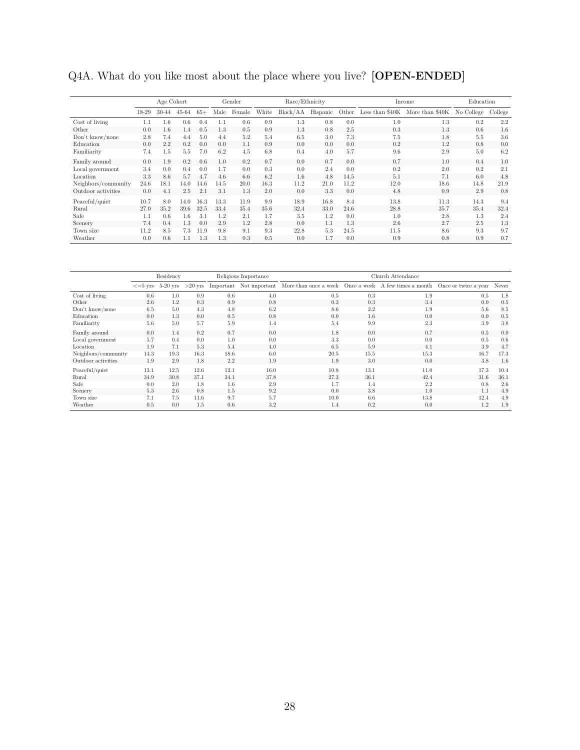Q4A. What do you like most about the place where you live? **[OPEN-ENDED]**

| | Age Cohort | | | | Gender | | Race/Ethnicity | | | | Income | | Education | |
|---|---|---|---|---|---|---|---|---|---|---|---|---|---|---|
| | 18-29 | 30-44 | 45-64 | 65+ | Male | Female | White | Black/AA | Hispanic | Other | Less than $40K | More than $40K | No College | College |
| Cost of living | 1.1 | 1.6 | 0.6 | 0.4 | 1.1 | 0.6 | 0.9 | 1.3 | 0.8 | 0.0 | 1.0 | 1.3 | 0.2 | 2.2 |
| Other | 0.0 | 1.6 | 1.4 | 0.5 | 1.3 | 0.5 | 0.9 | 1.3 | 0.8 | 2.5 | 0.3 | 1.3 | 0.6 | 1.6 |
| Don't know/none | 2.8 | 7.4 | 4.4 | 5.0 | 4.4 | 5.2 | 5.4 | 6.5 | 3.0 | 7.3 | 7.5 | 1.8 | 5.5 | 3.6 |
| Education | 0.0 | 2.2 | 0.2 | 0.0 | 0.0 | 1.1 | 0.9 | 0.0 | 0.0 | 0.0 | 0.2 | 1.2 | 0.8 | 0.0 |
| Familiarity | 7.4 | 1.5 | 5.5 | 7.0 | 6.2 | 4.5 | 6.8 | 0.4 | 4.0 | 5.7 | 9.6 | 2.9 | 5.0 | 6.2 |
| Family around | 0.0 | 1.9 | 0.2 | 0.6 | 1.0 | 0.2 | 0.7 | 0.0 | 0.7 | 0.0 | 0.7 | 1.0 | 0.4 | 1.0 |
| Local government | 3.4 | 0.0 | 0.4 | 0.0 | 1.7 | 0.0 | 0.3 | 0.0 | 2.4 | 0.0 | 0.2 | 2.0 | 0.2 | 2.1 |
| Location | 3.3 | 8.6 | 5.7 | 4.7 | 4.6 | 6.6 | 6.2 | 1.6 | 4.8 | 14.5 | 5.1 | 7.1 | 6.0 | 4.8 |
| Neighbors/community | 24.6 | 18.1 | 14.0 | 14.6 | 14.5 | 20.0 | 16.3 | 11.2 | 21.0 | 11.2 | 12.0 | 18.6 | 14.8 | 21.9 |
| Outdoor activities | 0.0 | 4.1 | 2.5 | 2.1 | 3.1 | 1.3 | 2.0 | 0.0 | 3.3 | 0.0 | 4.8 | 0.9 | 2.9 | 0.8 |
| Peaceful/quiet | 10.7 | 8.0 | 14.0 | 16.3 | 13.3 | 11.9 | 9.9 | 18.9 | 16.8 | 8.4 | 13.8 | 11.3 | 14.3 | 9.4 |
| Rural | 27.0 | 35.2 | 39.6 | 32.5 | 33.4 | 35.4 | 35.6 | 32.4 | 33.0 | 24.6 | 28.8 | 35.7 | 35.4 | 32.4 |
| Safe | 1.1 | 0.6 | 1.6 | 3.1 | 1.2 | 2.1 | 1.7 | 3.5 | 1.2 | 0.0 | 1.0 | 2.8 | 1.3 | 2.4 |
| Scenery | 7.4 | 0.4 | 1.3 | 0.0 | 2.9 | 1.2 | 2.8 | 0.0 | 1.1 | 1.3 | 2.6 | 2.7 | 2.5 | 1.3 |
| Town size | 11.2 | 8.5 | 7.3 | 11.9 | 9.8 | 9.1 | 9.3 | 22.8 | 5.3 | 24.5 | 11.5 | 8.6 | 9.3 | 9.7 |
| Weather | 0.0 | 0.6 | 1.1 | 1.3 | 1.3 | 0.3 | 0.5 | 0.0 | 1.7 | 0.0 | 0.9 | 0.8 | 0.9 | 0.7 |

| | Residency | | | Religious Importance | | Church Attendance | | | | |
|---|---|---|---|---|---|---|---|---|---|---|
| | <=5 yrs | 5-20 yrs | >20 yrs | Important | Not important | More than once a week | Once a week | A few times a month | Once or twice a year | Never |
| Cost of living | 0.6 | 1.0 | 0.9 | 0.6 | 4.0 | 0.5 | 0.3 | 1.9 | 0.5 | 1.8 |
| Other | 2.6 | 1.2 | 0.3 | 0.9 | 0.8 | 0.3 | 0.3 | 3.4 | 0.0 | 0.5 |
| Don't know/none | 6.5 | 5.0 | 4.3 | 4.8 | 6.2 | 8.6 | 2.2 | 1.9 | 5.6 | 8.5 |
| Education | 0.0 | 1.3 | 0.0 | 0.5 | 0.8 | 0.0 | 1.6 | 0.0 | 0.0 | 0.5 |
| Familiarity | 5.6 | 5.0 | 5.7 | 5.9 | 1.4 | 5.4 | 9.9 | 2.3 | 3.9 | 3.8 |
| Family around | 0.0 | 1.4 | 0.2 | 0.7 | 0.0 | 1.8 | 0.0 | 0.7 | 0.5 | 0.0 |
| Local government | 5.7 | 0.4 | 0.0 | 1.0 | 0.0 | 3.3 | 0.0 | 0.0 | 0.5 | 0.6 |
| Location | 1.9 | 7.1 | 5.3 | 5.4 | 4.0 | 6.5 | 5.9 | 4.1 | 3.9 | 4.7 |
| Neighbors/community | 14.3 | 19.3 | 16.3 | 18.6 | 6.0 | 20.5 | 15.5 | 15.3 | 16.7 | 17.3 |
| Outdoor activities | 1.9 | 2.9 | 1.8 | 2.2 | 1.9 | 1.9 | 3.0 | 0.0 | 3.8 | 1.6 |
| Peaceful/quiet | 13.1 | 12.5 | 12.6 | 12.1 | 16.0 | 10.8 | 13.1 | 11.0 | 17.3 | 10.4 |
| Rural | 34.9 | 30.8 | 37.1 | 34.1 | 37.8 | 27.3 | 36.1 | 42.4 | 31.6 | 36.1 |
| Safe | 0.0 | 2.0 | 1.8 | 1.6 | 2.9 | 1.7 | 1.4 | 2.2 | 0.8 | 2.6 |
| Scenery | 5.3 | 2.6 | 0.8 | 1.5 | 9.2 | 0.0 | 3.8 | 1.0 | 1.1 | 4.9 |
| Town size | 7.1 | 7.5 | 11.6 | 9.7 | 5.7 | 10.0 | 6.6 | 13.8 | 12.4 | 4.9 |
| Weather | 0.5 | 0.0 | 1.5 | 0.6 | 3.2 | 1.4 | 0.2 | 0.0 | 1.2 | 1.9 |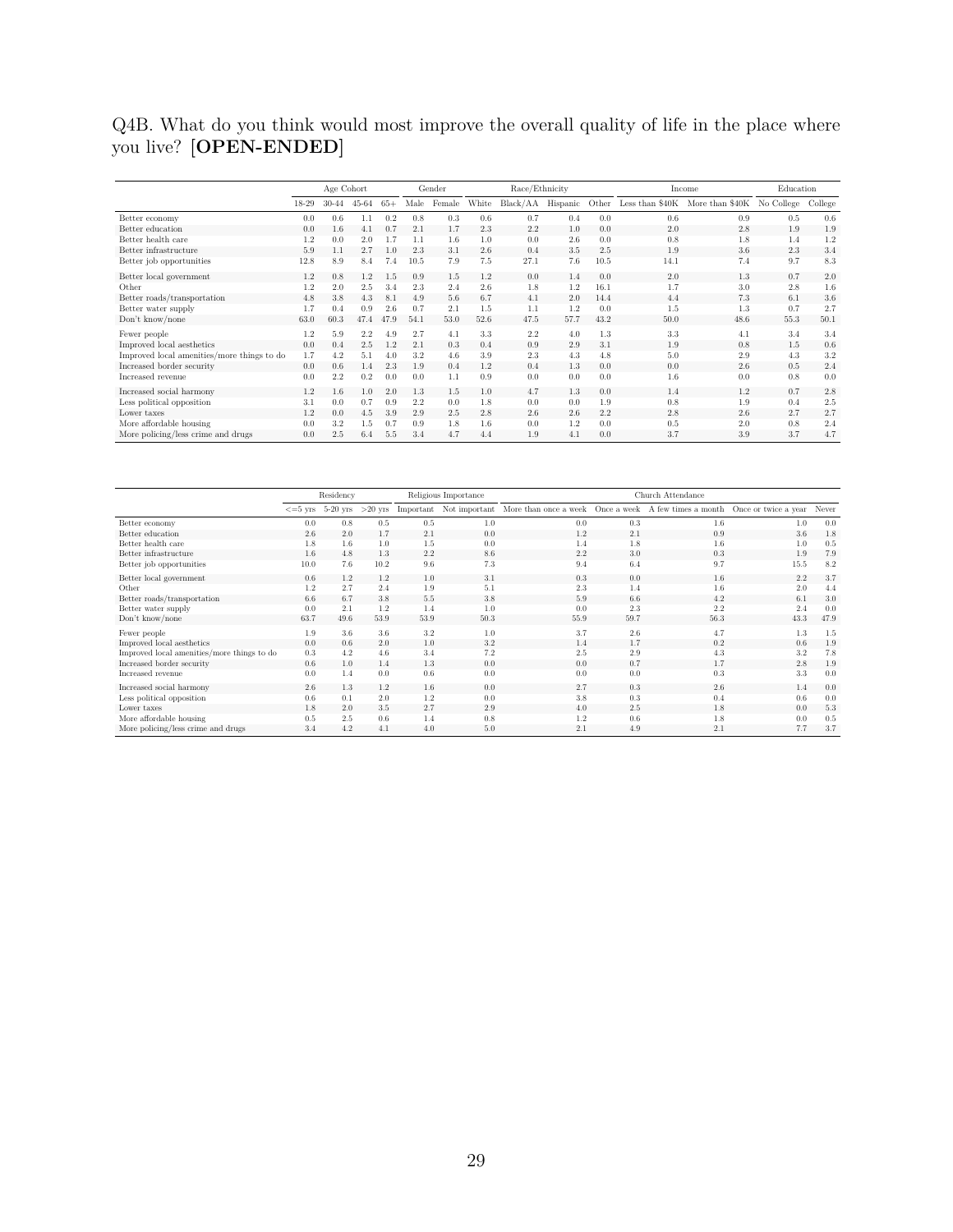Q4B. What do you think would most improve the overall quality of life in the place where you live? [**OPEN-ENDED**]

| | Age Cohort | | | | Gender | | Race/Ethnicity | | | | Income | | Education | |
|---|---|---|---|---|---|---|---|---|---|---|---|---|---|---|
| | 18-29 | 30-44 | 45-64 | 65+ | Male | Female | White | Black/AA | Hispanic | Other | Less than $40K | More than $40K | No College | College |
| Better economy | 0.0 | 0.6 | 1.1 | 0.2 | 0.8 | 0.3 | 0.6 | 0.7 | 0.4 | 0.0 | 0.6 | 0.9 | 0.5 | 0.6 |
| Better education | 0.0 | 1.6 | 4.1 | 0.7 | 2.1 | 1.7 | 2.3 | 2.2 | 1.0 | 0.0 | 2.0 | 2.8 | 1.9 | 1.9 |
| Better health care | 1.2 | 0.0 | 2.0 | 1.7 | 1.1 | 1.6 | 1.0 | 0.0 | 2.6 | 0.0 | 0.8 | 1.8 | 1.4 | 1.2 |
| Better infrastructure | 5.9 | 1.1 | 2.7 | 1.0 | 2.3 | 3.1 | 2.6 | 0.4 | 3.5 | 2.5 | 1.9 | 3.6 | 2.3 | 3.4 |
| Better job opportunities | 12.8 | 8.9 | 8.4 | 7.4 | 10.5 | 7.9 | 7.5 | 27.1 | 7.6 | 10.5 | 14.1 | 7.4 | 9.7 | 8.3 |
| Better local government | 1.2 | 0.8 | 1.2 | 1.5 | 0.9 | 1.5 | 1.2 | 0.0 | 1.4 | 0.0 | 2.0 | 1.3 | 0.7 | 2.0 |
| Other | 1.2 | 2.0 | 2.5 | 3.4 | 2.3 | 2.4 | 2.6 | 1.8 | 1.2 | 16.1 | 1.7 | 3.0 | 2.8 | 1.6 |
| Better roads/transportation | 4.8 | 3.8 | 4.3 | 8.1 | 4.9 | 5.6 | 6.7 | 4.1 | 2.0 | 14.4 | 4.4 | 7.3 | 6.1 | 3.6 |
| Better water supply | 1.7 | 0.4 | 0.9 | 2.6 | 0.7 | 2.1 | 1.5 | 1.1 | 1.2 | 0.0 | 1.5 | 1.3 | 0.7 | 2.7 |
| Don't know/none | 63.0 | 60.3 | 47.4 | 47.9 | 54.1 | 53.0 | 52.6 | 47.5 | 57.7 | 43.2 | 50.0 | 48.6 | 55.3 | 50.1 |
| Fewer people | 1.2 | 5.9 | 2.2 | 4.9 | 2.7 | 4.1 | 3.3 | 2.2 | 4.0 | 1.3 | 3.3 | 4.1 | 3.4 | 3.4 |
| Improved local aesthetics | 0.0 | 0.4 | 2.5 | 1.2 | 2.1 | 0.3 | 0.4 | 0.9 | 2.9 | 3.1 | 1.9 | 0.8 | 1.5 | 0.6 |
| Improved local amenities/more things to do | 1.7 | 4.2 | 5.1 | 4.0 | 3.2 | 4.6 | 3.9 | 2.3 | 4.3 | 4.8 | 5.0 | 2.9 | 4.3 | 3.2 |
| Increased border security | 0.0 | 0.6 | 1.4 | 2.3 | 1.9 | 0.4 | 1.2 | 0.4 | 1.3 | 0.0 | 0.0 | 2.6 | 0.5 | 2.4 |
| Increased revenue | 0.0 | 2.2 | 0.2 | 0.0 | 0.0 | 1.1 | 0.9 | 0.0 | 0.0 | 0.0 | 1.6 | 0.0 | 0.8 | 0.0 |
| Increased social harmony | 1.2 | 1.6 | 1.0 | 2.0 | 1.3 | 1.5 | 1.0 | 4.7 | 1.3 | 0.0 | 1.4 | 1.2 | 0.7 | 2.8 |
| Less political opposition | 3.1 | 0.0 | 0.7 | 0.9 | 2.2 | 0.0 | 1.8 | 0.0 | 0.0 | 1.9 | 0.8 | 1.9 | 0.4 | 2.5 |
| Lower taxes | 1.2 | 0.0 | 4.5 | 3.9 | 2.9 | 2.5 | 2.8 | 2.6 | 2.6 | 2.2 | 2.8 | 2.6 | 2.7 | 2.7 |
| More affordable housing | 0.0 | 3.2 | 1.5 | 0.7 | 0.9 | 1.8 | 1.6 | 0.0 | 1.2 | 0.0 | 0.5 | 2.0 | 0.8 | 2.4 |
| More policing/less crime and drugs | 0.0 | 2.5 | 6.4 | 5.5 | 3.4 | 4.7 | 4.4 | 1.9 | 4.1 | 0.0 | 3.7 | 3.9 | 3.7 | 4.7 |

| | Residency | | | Religious Importance | | Church Attendance | | | | |
|---|---|---|---|---|---|---|---|---|---|---|
| | <=5 yrs | 5-20 yrs | >20 yrs | Important | Not important | More than once a week | Once a week | A few times a month | Once or twice a year | Never |
| Better economy | 0.0 | 0.8 | 0.5 | 0.5 | 1.0 | 0.0 | 0.3 | 1.6 | 1.0 | 0.0 |
| Better education | 2.6 | 2.0 | 1.7 | 2.1 | 0.0 | 1.2 | 2.1 | 0.9 | 3.6 | 1.8 |
| Better health care | 1.8 | 1.6 | 1.0 | 1.5 | 0.0 | 1.4 | 1.8 | 1.6 | 1.0 | 0.5 |
| Better infrastructure | 1.6 | 4.8 | 1.3 | 2.2 | 8.6 | 2.2 | 3.0 | 0.3 | 1.9 | 7.9 |
| Better job opportunities | 10.0 | 7.6 | 10.2 | 9.6 | 7.3 | 9.4 | 6.4 | 9.7 | 15.5 | 8.2 |
| Better local government | 0.6 | 1.2 | 1.2 | 1.0 | 3.1 | 0.3 | 0.0 | 1.6 | 2.2 | 3.7 |
| Other | 1.2 | 2.7 | 2.4 | 1.9 | 5.1 | 2.3 | 1.4 | 1.6 | 2.0 | 4.4 |
| Better roads/transportation | 6.6 | 6.7 | 3.8 | 5.5 | 3.8 | 5.9 | 6.6 | 4.2 | 6.1 | 3.0 |
| Better water supply | 0.0 | 2.1 | 1.2 | 1.4 | 1.0 | 0.0 | 2.3 | 2.2 | 2.4 | 0.0 |
| Don't know/none | 63.7 | 49.6 | 53.9 | 53.9 | 50.3 | 55.9 | 59.7 | 56.3 | 43.3 | 47.9 |
| Fewer people | 1.9 | 3.6 | 3.6 | 3.2 | 1.0 | 3.7 | 2.6 | 4.7 | 1.3 | 1.5 |
| Improved local aesthetics | 0.0 | 0.6 | 2.0 | 1.0 | 3.2 | 1.4 | 1.7 | 0.2 | 0.6 | 1.9 |
| Improved local amenities/more things to do | 0.3 | 4.2 | 4.6 | 3.4 | 7.2 | 2.5 | 2.9 | 4.3 | 3.2 | 7.8 |
| Increased border security | 0.6 | 1.0 | 1.4 | 1.3 | 0.0 | 0.0 | 0.7 | 1.7 | 2.8 | 1.9 |
| Increased revenue | 0.0 | 1.4 | 0.0 | 0.6 | 0.0 | 0.0 | 0.0 | 0.3 | 3.3 | 0.0 |
| Increased social harmony | 2.6 | 1.3 | 1.2 | 1.6 | 0.0 | 2.7 | 0.3 | 2.6 | 1.4 | 0.0 |
| Less political opposition | 0.6 | 0.1 | 2.0 | 1.2 | 0.0 | 3.8 | 0.3 | 0.4 | 0.6 | 0.0 |
| Lower taxes | 1.8 | 2.0 | 3.5 | 2.7 | 2.9 | 4.0 | 2.5 | 1.8 | 0.0 | 5.3 |
| More affordable housing | 0.5 | 2.5 | 0.6 | 1.4 | 0.8 | 1.2 | 0.6 | 1.8 | 0.0 | 0.5 |
| More policing/less crime and drugs | 3.4 | 4.2 | 4.1 | 4.0 | 5.0 | 2.1 | 4.9 | 2.1 | 7.7 | 3.7 |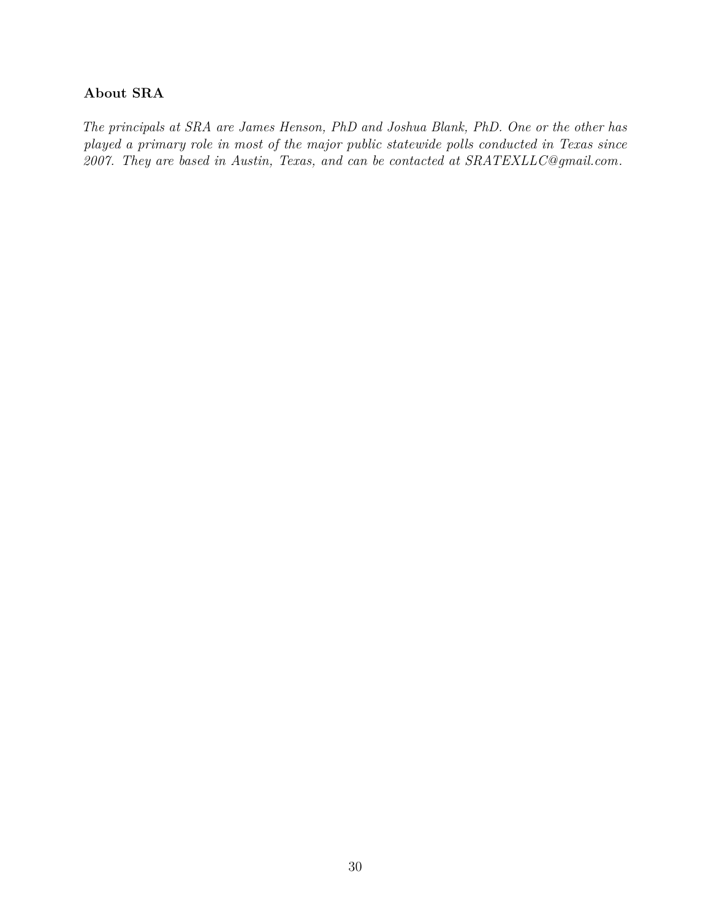## About SRA

*The principals at SRA are James Henson, PhD and Joshua Blank, PhD. One or the other has played a primary role in most of the major public statewide polls conducted in Texas since 2007. They are based in Austin, Texas, and can be contacted at SRATEXLLC@gmail.com.*